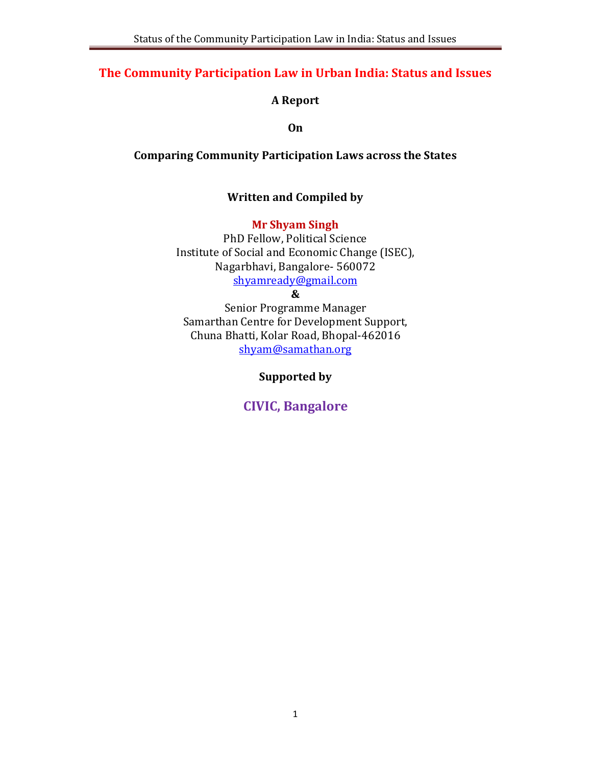# The Community Participation Law in Urban India: Status and Issues

**A Report**

**On**

**Comparing Community Participation Laws across the States**

**Written and Compiled by**

**Mr Shyam Singh**

PhD Fellow, Political Science

Institute of Social and Economic Change (ISEC),

Nagarbhavi, Bangalore- 560072

shyamready@gmail.com

**&**

Senior Programme Manager

Samarthan Centre for Development Support,

Chuna Bhatti, Kolar Road, Bhopal-462016

shyam@samathan.org

**Supported by**

**CIVIC, Bangalore**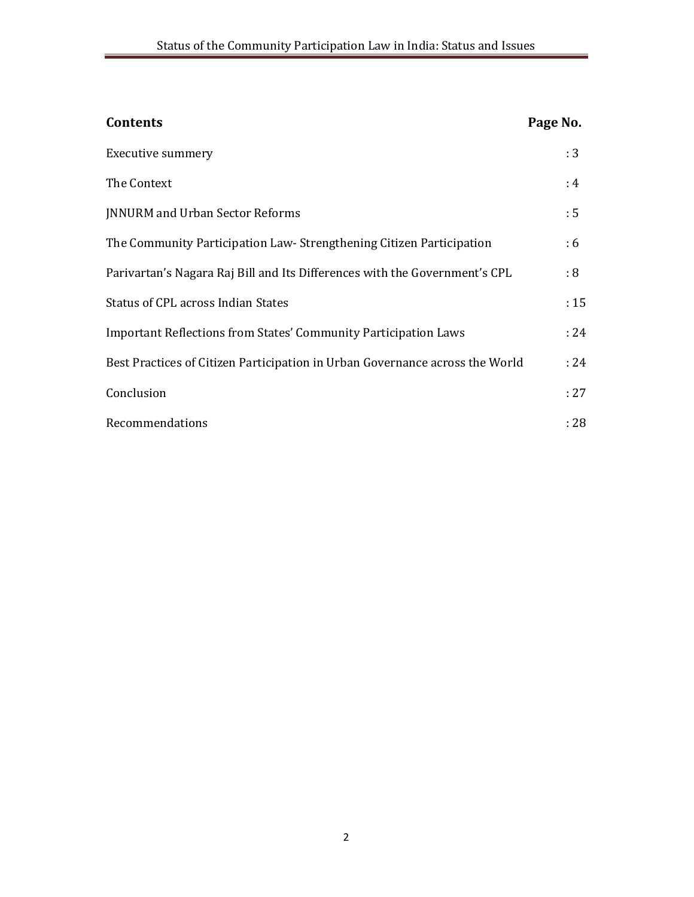| **Contents** | **Page No.** |
| --- | --- |
| Executive summery | : 3 |
| The Context | : 4 |
| JNNURM and Urban Sector Reforms | : 5 |
| The Community Participation Law- Strengthening Citizen Participation | : 6 |
| Parivartan's Nagara Raj Bill and Its Differences with the Government's CPL | : 8 |
| Status of CPL across Indian States | : 15 |
| Important Reflections from States' Community Participation Laws | : 24 |
| Best Practices of Citizen Participation in Urban Governance across the World | : 24 |
| Conclusion | : 27 |
| Recommendations | : 28 |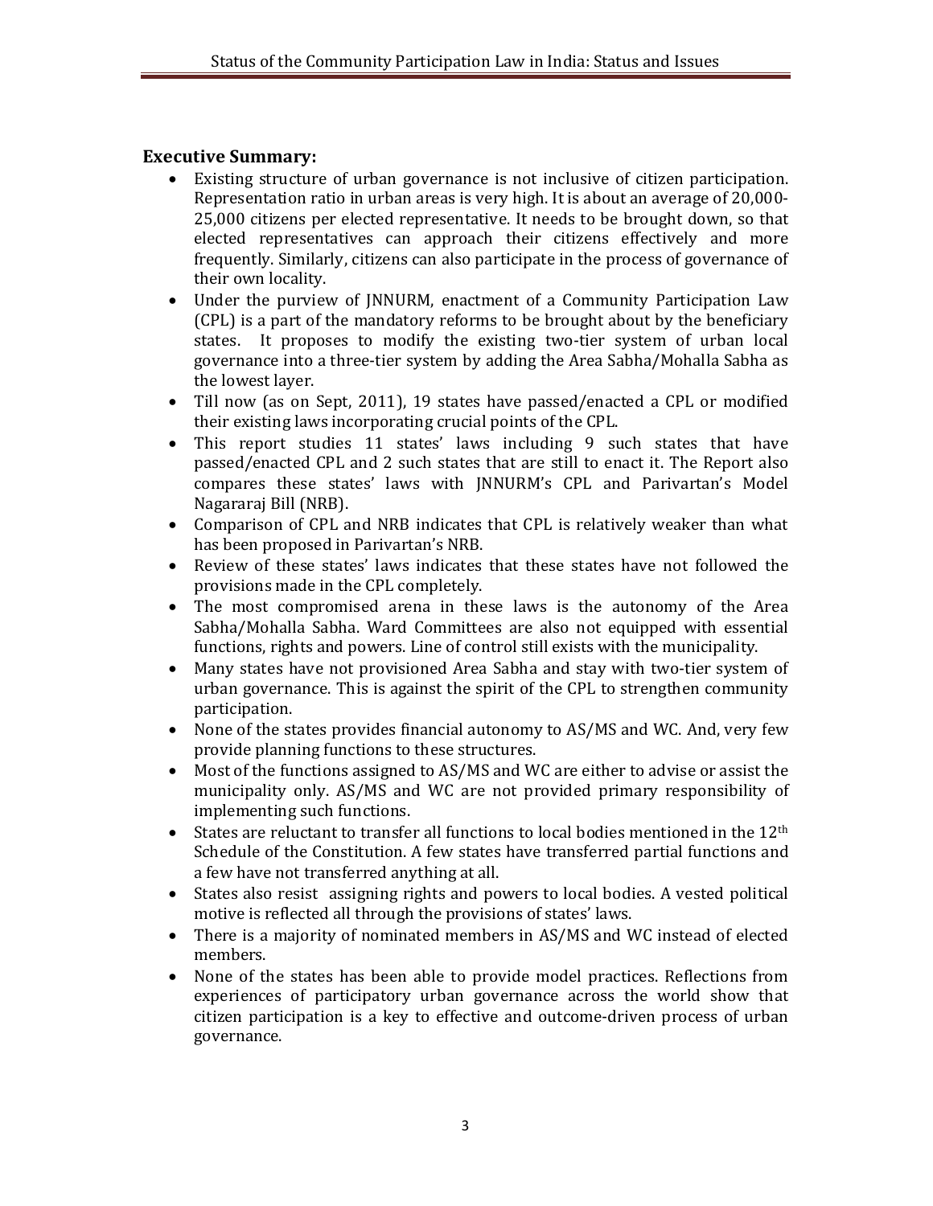## Executive Summary:

- Existing structure of urban governance is not inclusive of citizen participation. Representation ratio in urban areas is very high. It is about an average of 20,000-25,000 citizens per elected representative. It needs to be brought down, so that elected representatives can approach their citizens effectively and more frequently. Similarly, citizens can also participate in the process of governance of their own locality.
- Under the purview of JNNURM, enactment of a Community Participation Law (CPL) is a part of the mandatory reforms to be brought about by the beneficiary states. It proposes to modify the existing two-tier system of urban local governance into a three-tier system by adding the Area Sabha/Mohalla Sabha as the lowest layer.
- Till now (as on Sept, 2011), 19 states have passed/enacted a CPL or modified their existing laws incorporating crucial points of the CPL.
- This report studies 11 states' laws including 9 such states that have passed/enacted CPL and 2 such states that are still to enact it. The Report also compares these states' laws with JNNURM's CPL and Parivartan's Model Nagararaj Bill (NRB).
- Comparison of CPL and NRB indicates that CPL is relatively weaker than what has been proposed in Parivartan's NRB.
- Review of these states' laws indicates that these states have not followed the provisions made in the CPL completely.
- The most compromised arena in these laws is the autonomy of the Area Sabha/Mohalla Sabha. Ward Committees are also not equipped with essential functions, rights and powers. Line of control still exists with the municipality.
- Many states have not provisioned Area Sabha and stay with two-tier system of urban governance. This is against the spirit of the CPL to strengthen community participation.
- None of the states provides financial autonomy to AS/MS and WC. And, very few provide planning functions to these structures.
- Most of the functions assigned to AS/MS and WC are either to advise or assist the municipality only. AS/MS and WC are not provided primary responsibility of implementing such functions.
- States are reluctant to transfer all functions to local bodies mentioned in the 12$^{th}$ Schedule of the Constitution. A few states have transferred partial functions and a few have not transferred anything at all.
- States also resist assigning rights and powers to local bodies. A vested political motive is reflected all through the provisions of states' laws.
- There is a majority of nominated members in AS/MS and WC instead of elected members.
- None of the states has been able to provide model practices. Reflections from experiences of participatory urban governance across the world show that citizen participation is a key to effective and outcome-driven process of urban governance.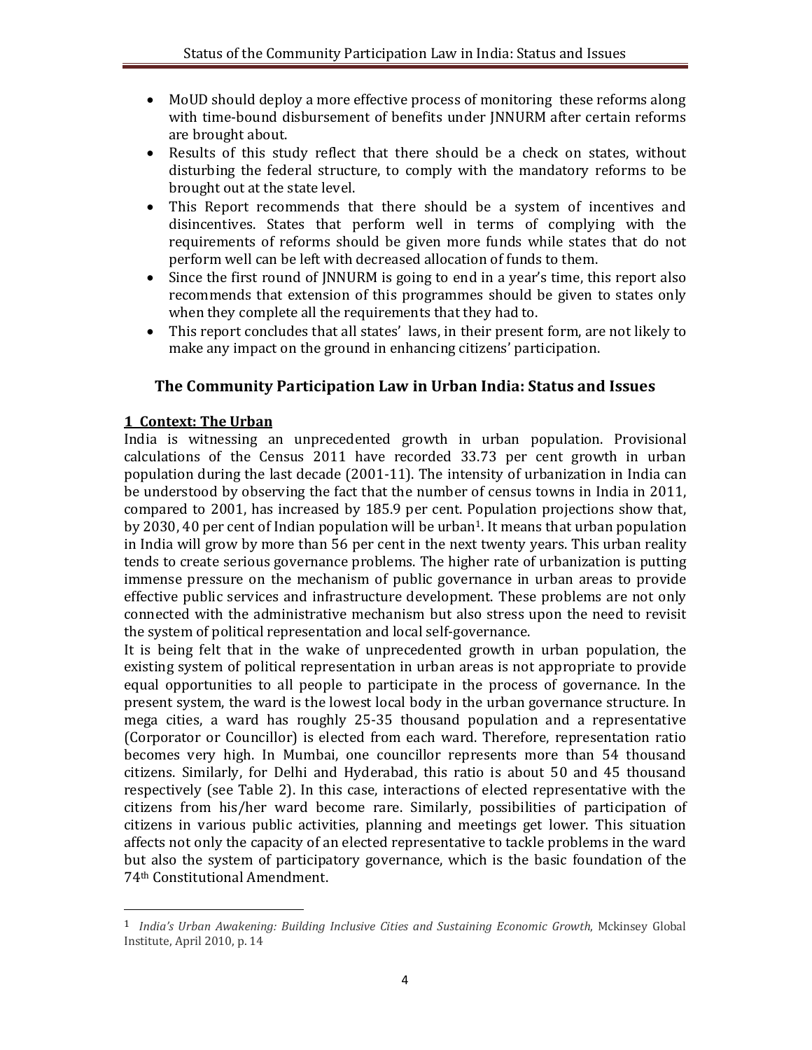- MoUD should deploy a more effective process of monitoring these reforms along with time-bound disbursement of benefits under JNNURM after certain reforms are brought about.
- Results of this study reflect that there should be a check on states, without disturbing the federal structure, to comply with the mandatory reforms to be brought out at the state level.
- This Report recommends that there should be a system of incentives and disincentives. States that perform well in terms of complying with the requirements of reforms should be given more funds while states that do not perform well can be left with decreased allocation of funds to them.
- Since the first round of JNNURM is going to end in a year's time, this report also recommends that extension of this programmes should be given to states only when they complete all the requirements that they had to.
- This report concludes that all states' laws, in their present form, are not likely to make any impact on the ground in enhancing citizens' participation.

## The Community Participation Law in Urban India: Status and Issues

### 1 Context: The Urban

India is witnessing an unprecedented growth in urban population. Provisional calculations of the Census 2011 have recorded 33.73 per cent growth in urban population during the last decade (2001-11). The intensity of urbanization in India can be understood by observing the fact that the number of census towns in India in 2011, compared to 2001, has increased by 185.9 per cent. Population projections show that, by 2030, 40 per cent of Indian population will be urban[1]. It means that urban population in India will grow by more than 56 per cent in the next twenty years. This urban reality tends to create serious governance problems. The higher rate of urbanization is putting immense pressure on the mechanism of public governance in urban areas to provide effective public services and infrastructure development. These problems are not only connected with the administrative mechanism but also stress upon the need to revisit the system of political representation and local self-governance.

It is being felt that in the wake of unprecedented growth in urban population, the existing system of political representation in urban areas is not appropriate to provide equal opportunities to all people to participate in the process of governance. In the present system, the ward is the lowest local body in the urban governance structure. In mega cities, a ward has roughly 25-35 thousand population and a representative (Corporator or Councillor) is elected from each ward. Therefore, representation ratio becomes very high. In Mumbai, one councillor represents more than 54 thousand citizens. Similarly, for Delhi and Hyderabad, this ratio is about 50 and 45 thousand respectively (see Table 2). In this case, interactions of elected representative with the citizens from his/her ward become rare. Similarly, possibilities of participation of citizens in various public activities, planning and meetings get lower. This situation affects not only the capacity of an elected representative to tackle problems in the ward but also the system of participatory governance, which is the basic foundation of the 74th Constitutional Amendment.

---

[1] *India's Urban Awakening: Building Inclusive Cities and Sustaining Economic Growth*, Mckinsey Global Institute, April 2010, p. 14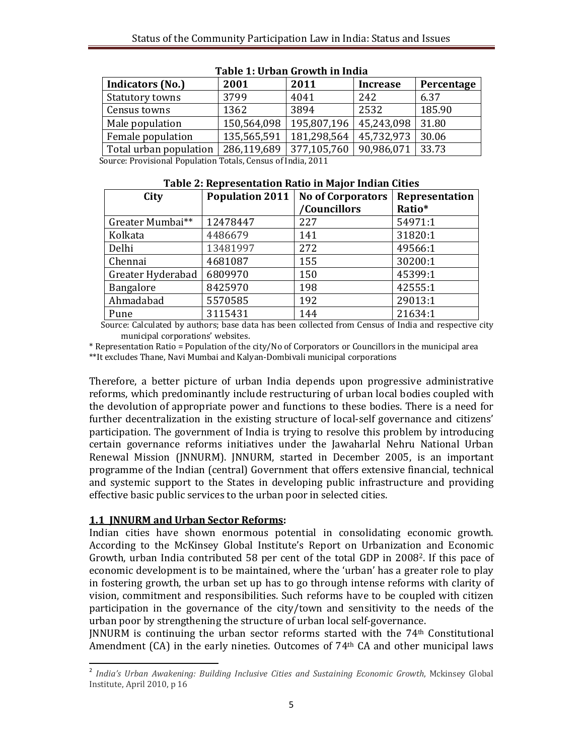**Table 1: Urban Growth in India**

| Indicators (No.) | 2001 | 2011 | Increase | Percentage |
|---|---|---|---|---|
| Statutory towns | 3799 | 4041 | 242 | 6.37 |
| Census towns | 1362 | 3894 | 2532 | 185.90 |
| Male population | 150,564,098 | 195,807,196 | 45,243,098 | 31.80 |
| Female population | 135,565,591 | 181,298,564 | 45,732,973 | 30.06 |
| Total urban population | 286,119,689 | 377,105,760 | 90,986,071 | 33.73 |

Source: Provisional Population Totals, Census of India, 2011

**Table 2: Representation Ratio in Major Indian Cities**

| City | Population 2011 | No of Corporators /Councillors | Representation Ratio* |
|---|---|---|---|
| Greater Mumbai** | 12478447 | 227 | 54971:1 |
| Kolkata | 4486679 | 141 | 31820:1 |
| Delhi | 13481997 | 272 | 49566:1 |
| Chennai | 4681087 | 155 | 30200:1 |
| Greater Hyderabad | 6809970 | 150 | 45399:1 |
| Bangalore | 8425970 | 198 | 42555:1 |
| Ahmadabad | 5570585 | 192 | 29013:1 |
| Pune | 3115431 | 144 | 21634:1 |

Source: Calculated by authors; base data has been collected from Census of India and respective city municipal corporations' websites.

* Representation Ratio = Population of the city/No of Corporators or Councillors in the municipal area

**It excludes Thane, Navi Mumbai and Kalyan-Dombivali municipal corporations

Therefore, a better picture of urban India depends upon progressive administrative reforms, which predominantly include restructuring of urban local bodies coupled with the devolution of appropriate power and functions to these bodies. There is a need for further decentralization in the existing structure of local-self governance and citizens' participation. The government of India is trying to resolve this problem by introducing certain governance reforms initiatives under the Jawaharlal Nehru National Urban Renewal Mission (JNNURM). JNNURM, started in December 2005, is an important programme of the Indian (central) Government that offers extensive financial, technical and systemic support to the States in developing public infrastructure and providing effective basic public services to the urban poor in selected cities.

### 1.1 JNNURM and Urban Sector Reforms:

Indian cities have shown enormous potential in consolidating economic growth. According to the McKinsey Global Institute's Report on Urbanization and Economic Growth, urban India contributed 58 per cent of the total GDP in 2008[2]. If this pace of economic development is to be maintained, where the 'urban' has a greater role to play in fostering growth, the urban set up has to go through intense reforms with clarity of vision, commitment and responsibilities. Such reforms have to be coupled with citizen participation in the governance of the city/town and sensitivity to the needs of the urban poor by strengthening the structure of urban local self-governance.

JNNURM is continuing the urban sector reforms started with the 74th Constitutional Amendment (CA) in the early nineties. Outcomes of 74th CA and other municipal laws

[2] *India's Urban Awakening: Building Inclusive Cities and Sustaining Economic Growth*, Mckinsey Global Institute, April 2010, p 16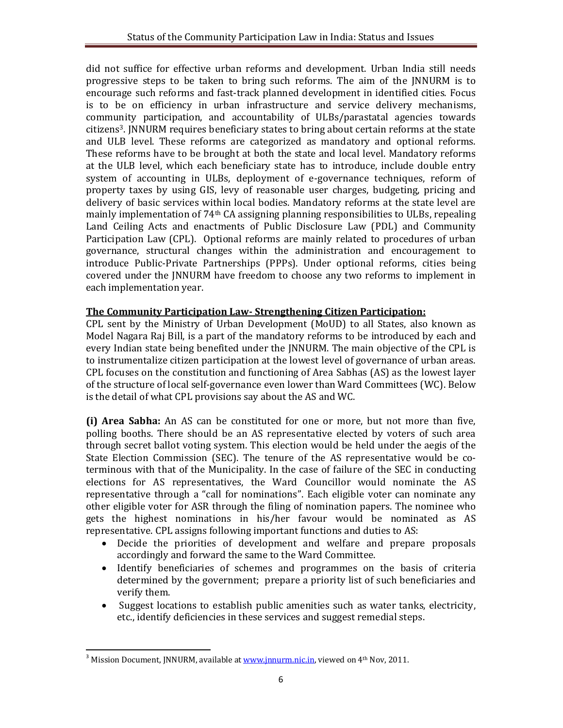did not suffice for effective urban reforms and development. Urban India still needs progressive steps to be taken to bring such reforms. The aim of the JNNURM is to encourage such reforms and fast-track planned development in identified cities. Focus is to be on efficiency in urban infrastructure and service delivery mechanisms, community participation, and accountability of ULBs/parastatal agencies towards citizens[3]. JNNURM requires beneficiary states to bring about certain reforms at the state and ULB level. These reforms are categorized as mandatory and optional reforms. These reforms have to be brought at both the state and local level. Mandatory reforms at the ULB level, which each beneficiary state has to introduce, include double entry system of accounting in ULBs, deployment of e-governance techniques, reform of property taxes by using GIS, levy of reasonable user charges, budgeting, pricing and delivery of basic services within local bodies. Mandatory reforms at the state level are mainly implementation of 74th CA assigning planning responsibilities to ULBs, repealing Land Ceiling Acts and enactments of Public Disclosure Law (PDL) and Community Participation Law (CPL). Optional reforms are mainly related to procedures of urban governance, structural changes within the administration and encouragement to introduce Public-Private Partnerships (PPPs). Under optional reforms, cities being covered under the JNNURM have freedom to choose any two reforms to implement in each implementation year.

**The Community Participation Law- Strengthening Citizen Participation:**

CPL sent by the Ministry of Urban Development (MoUD) to all States, also known as Model Nagara Raj Bill, is a part of the mandatory reforms to be introduced by each and every Indian state being benefited under the JNNURM. The main objective of the CPL is to instrumentalize citizen participation at the lowest level of governance of urban areas. CPL focuses on the constitution and functioning of Area Sabhas (AS) as the lowest layer of the structure of local self-governance even lower than Ward Committees (WC). Below is the detail of what CPL provisions say about the AS and WC.

**(i) Area Sabha:** An AS can be constituted for one or more, but not more than five, polling booths. There should be an AS representative elected by voters of such area through secret ballot voting system. This election would be held under the aegis of the State Election Commission (SEC). The tenure of the AS representative would be co-terminous with that of the Municipality. In the case of failure of the SEC in conducting elections for AS representatives, the Ward Councillor would nominate the AS representative through a "call for nominations". Each eligible voter can nominate any other eligible voter for ASR through the filing of nomination papers. The nominee who gets the highest nominations in his/her favour would be nominated as AS representative. CPL assigns following important functions and duties to AS:

- Decide the priorities of development and welfare and prepare proposals accordingly and forward the same to the Ward Committee.
- Identify beneficiaries of schemes and programmes on the basis of criteria determined by the government; prepare a priority list of such beneficiaries and verify them.
- Suggest locations to establish public amenities such as water tanks, electricity, etc., identify deficiencies in these services and suggest remedial steps.

[3] Mission Document, JNNURM, available at www.jnnurm.nic.in, viewed on 4th Nov, 2011.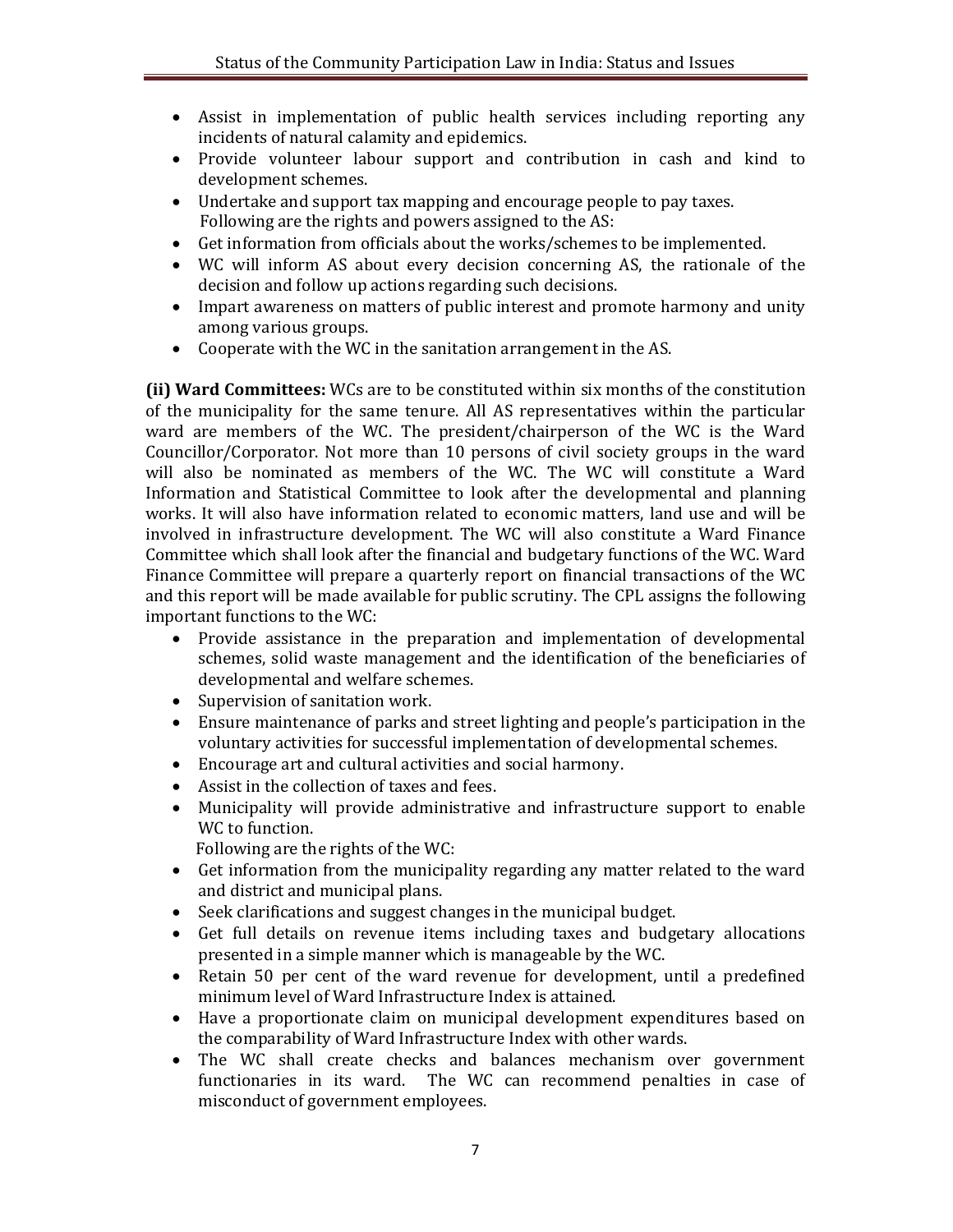- Assist in implementation of public health services including reporting any incidents of natural calamity and epidemics.
- Provide volunteer labour support and contribution in cash and kind to development schemes.
- Undertake and support tax mapping and encourage people to pay taxes.

Following are the rights and powers assigned to the AS:

- Get information from officials about the works/schemes to be implemented.
- WC will inform AS about every decision concerning AS, the rationale of the decision and follow up actions regarding such decisions.
- Impart awareness on matters of public interest and promote harmony and unity among various groups.
- Cooperate with the WC in the sanitation arrangement in the AS.

**(ii) Ward Committees:** WCs are to be constituted within six months of the constitution of the municipality for the same tenure. All AS representatives within the particular ward are members of the WC. The president/chairperson of the WC is the Ward Councillor/Corporator. Not more than 10 persons of civil society groups in the ward will also be nominated as members of the WC. The WC will constitute a Ward Information and Statistical Committee to look after the developmental and planning works. It will also have information related to economic matters, land use and will be involved in infrastructure development. The WC will also constitute a Ward Finance Committee which shall look after the financial and budgetary functions of the WC. Ward Finance Committee will prepare a quarterly report on financial transactions of the WC and this report will be made available for public scrutiny. The CPL assigns the following important functions to the WC:

- Provide assistance in the preparation and implementation of developmental schemes, solid waste management and the identification of the beneficiaries of developmental and welfare schemes.
- Supervision of sanitation work.
- Ensure maintenance of parks and street lighting and people's participation in the voluntary activities for successful implementation of developmental schemes.
- Encourage art and cultural activities and social harmony.
- Assist in the collection of taxes and fees.
- Municipality will provide administrative and infrastructure support to enable WC to function.

Following are the rights of the WC:

- Get information from the municipality regarding any matter related to the ward and district and municipal plans.
- Seek clarifications and suggest changes in the municipal budget.
- Get full details on revenue items including taxes and budgetary allocations presented in a simple manner which is manageable by the WC.
- Retain 50 per cent of the ward revenue for development, until a predefined minimum level of Ward Infrastructure Index is attained.
- Have a proportionate claim on municipal development expenditures based on the comparability of Ward Infrastructure Index with other wards.
- The WC shall create checks and balances mechanism over government functionaries in its ward. The WC can recommend penalties in case of misconduct of government employees.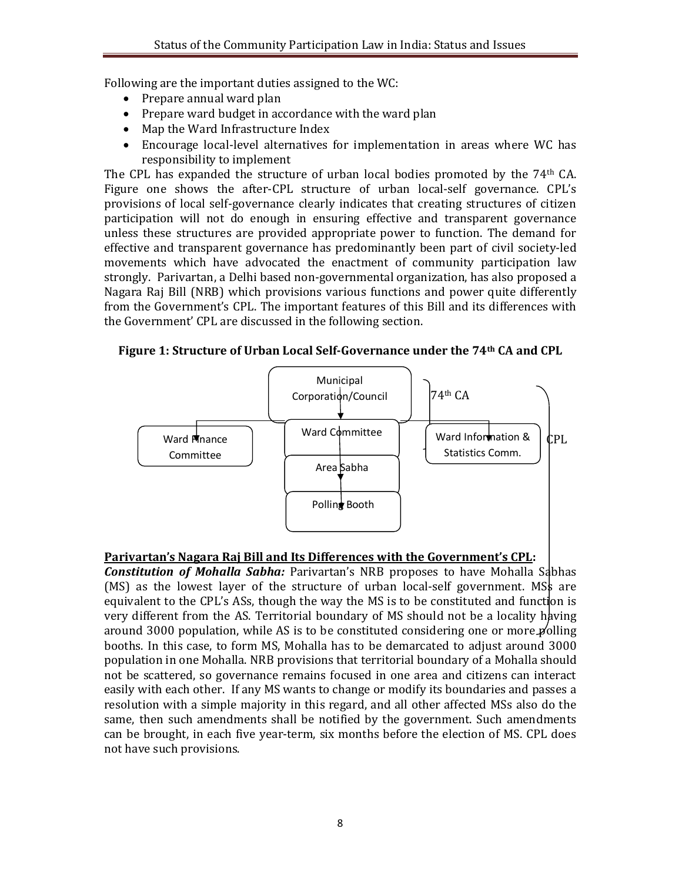Following are the important duties assigned to the WC:

- Prepare annual ward plan
- Prepare ward budget in accordance with the ward plan
- Map the Ward Infrastructure Index
- Encourage local-level alternatives for implementation in areas where WC has responsibility to implement

The CPL has expanded the structure of urban local bodies promoted by the 74th CA. Figure one shows the after-CPL structure of urban local-self governance. CPL's provisions of local self-governance clearly indicates that creating structures of citizen participation will not do enough in ensuring effective and transparent governance unless these structures are provided appropriate power to function. The demand for effective and transparent governance has predominantly been part of civil society-led movements which have advocated the enactment of community participation law strongly. Parivartan, a Delhi based non-governmental organization, has also proposed a Nagara Raj Bill (NRB) which provisions various functions and power quite differently from the Government's CPL. The important features of this Bill and its differences with the Government' CPL are discussed in the following section.

**Figure 1: Structure of Urban Local Self-Governance under the 74th CA and CPL**

Municipal Corporation/Council

Ward Finance Committee | Ward Committee | Ward Information & Statistics Comm.

Area Sabha

Polling Booth

74th CA

CPL

**Parivartan's Nagara Raj Bill and Its Differences with the Government's CPL:**

***Constitution of Mohalla Sabha:*** Parivartan's NRB proposes to have Mohalla Sabhas (MS) as the lowest layer of the structure of urban local-self government. MSs are equivalent to the CPL's ASs, though the way the MS is to be constituted and function is very different from the AS. Territorial boundary of MS should not be a locality having around 3000 population, while AS is to be constituted considering one or more polling booths. In this case, to form MS, Mohalla has to be demarcated to adjust around 3000 population in one Mohalla. NRB provisions that territorial boundary of a Mohalla should not be scattered, so governance remains focused in one area and citizens can interact easily with each other. If any MS wants to change or modify its boundaries and passes a resolution with a simple majority in this regard, and all other affected MSs also do the same, then such amendments shall be notified by the government. Such amendments can be brought, in each five year-term, six months before the election of MS. CPL does not have such provisions.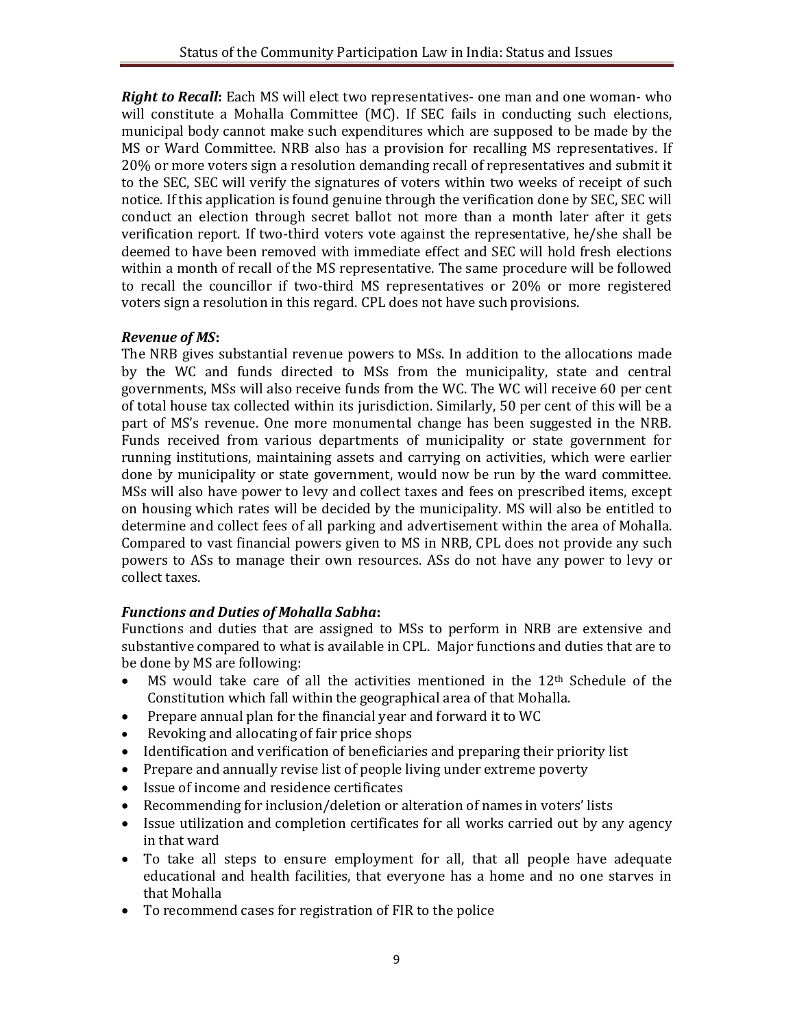***Right to Recall*:** Each MS will elect two representatives- one man and one woman- who will constitute a Mohalla Committee (MC). If SEC fails in conducting such elections, municipal body cannot make such expenditures which are supposed to be made by the MS or Ward Committee. NRB also has a provision for recalling MS representatives. If 20% or more voters sign a resolution demanding recall of representatives and submit it to the SEC, SEC will verify the signatures of voters within two weeks of receipt of such notice. If this application is found genuine through the verification done by SEC, SEC will conduct an election through secret ballot not more than a month later after it gets verification report. If two-third voters vote against the representative, he/she shall be deemed to have been removed with immediate effect and SEC will hold fresh elections within a month of recall of the MS representative. The same procedure will be followed to recall the councillor if two-third MS representatives or 20% or more registered voters sign a resolution in this regard. CPL does not have such provisions.

***Revenue of MS*:**

The NRB gives substantial revenue powers to MSs. In addition to the allocations made by the WC and funds directed to MSs from the municipality, state and central governments, MSs will also receive funds from the WC. The WC will receive 60 per cent of total house tax collected within its jurisdiction. Similarly, 50 per cent of this will be a part of MS's revenue. One more monumental change has been suggested in the NRB. Funds received from various departments of municipality or state government for running institutions, maintaining assets and carrying on activities, which were earlier done by municipality or state government, would now be run by the ward committee. MSs will also have power to levy and collect taxes and fees on prescribed items, except on housing which rates will be decided by the municipality. MS will also be entitled to determine and collect fees of all parking and advertisement within the area of Mohalla. Compared to vast financial powers given to MS in NRB, CPL does not provide any such powers to ASs to manage their own resources. ASs do not have any power to levy or collect taxes.

***Functions and Duties of Mohalla Sabha*:**

Functions and duties that are assigned to MSs to perform in NRB are extensive and substantive compared to what is available in CPL. Major functions and duties that are to be done by MS are following:

- MS would take care of all the activities mentioned in the 12th Schedule of the Constitution which fall within the geographical area of that Mohalla.
- Prepare annual plan for the financial year and forward it to WC
- Revoking and allocating of fair price shops
- Identification and verification of beneficiaries and preparing their priority list
- Prepare and annually revise list of people living under extreme poverty
- Issue of income and residence certificates
- Recommending for inclusion/deletion or alteration of names in voters' lists
- Issue utilization and completion certificates for all works carried out by any agency in that ward
- To take all steps to ensure employment for all, that all people have adequate educational and health facilities, that everyone has a home and no one starves in that Mohalla
- To recommend cases for registration of FIR to the police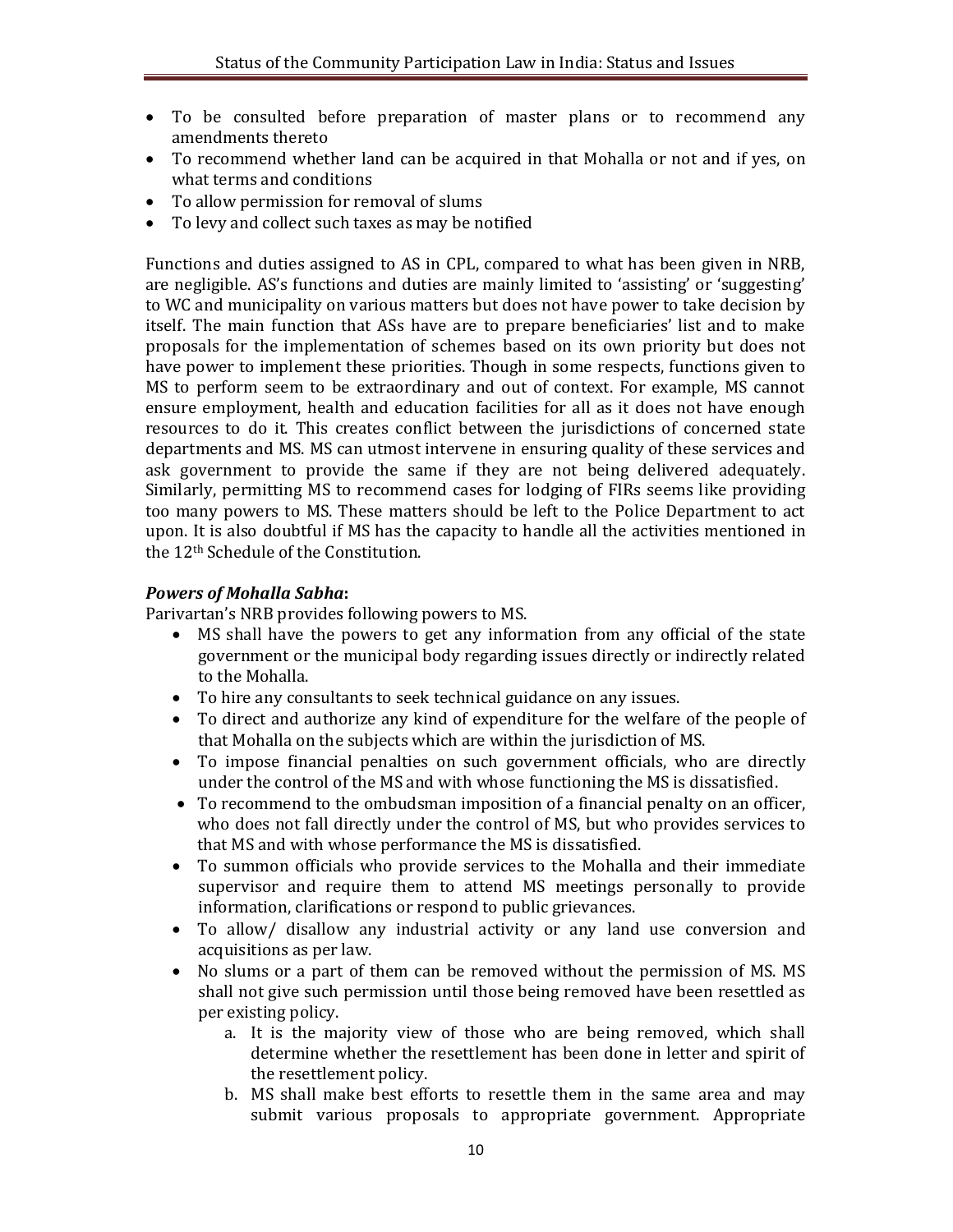- To be consulted before preparation of master plans or to recommend any amendments thereto
- To recommend whether land can be acquired in that Mohalla or not and if yes, on what terms and conditions
- To allow permission for removal of slums
- To levy and collect such taxes as may be notified

Functions and duties assigned to AS in CPL, compared to what has been given in NRB, are negligible. AS's functions and duties are mainly limited to 'assisting' or 'suggesting' to WC and municipality on various matters but does not have power to take decision by itself. The main function that ASs have are to prepare beneficiaries' list and to make proposals for the implementation of schemes based on its own priority but does not have power to implement these priorities. Though in some respects, functions given to MS to perform seem to be extraordinary and out of context. For example, MS cannot ensure employment, health and education facilities for all as it does not have enough resources to do it. This creates conflict between the jurisdictions of concerned state departments and MS. MS can utmost intervene in ensuring quality of these services and ask government to provide the same if they are not being delivered adequately. Similarly, permitting MS to recommend cases for lodging of FIRs seems like providing too many powers to MS. These matters should be left to the Police Department to act upon. It is also doubtful if MS has the capacity to handle all the activities mentioned in the 12th Schedule of the Constitution.

***Powers of Mohalla Sabha*:**

Parivartan's NRB provides following powers to MS.

- MS shall have the powers to get any information from any official of the state government or the municipal body regarding issues directly or indirectly related to the Mohalla.
- To hire any consultants to seek technical guidance on any issues.
- To direct and authorize any kind of expenditure for the welfare of the people of that Mohalla on the subjects which are within the jurisdiction of MS.
- To impose financial penalties on such government officials, who are directly under the control of the MS and with whose functioning the MS is dissatisfied.
- To recommend to the ombudsman imposition of a financial penalty on an officer, who does not fall directly under the control of MS, but who provides services to that MS and with whose performance the MS is dissatisfied.
- To summon officials who provide services to the Mohalla and their immediate supervisor and require them to attend MS meetings personally to provide information, clarifications or respond to public grievances.
- To allow/ disallow any industrial activity or any land use conversion and acquisitions as per law.
- No slums or a part of them can be removed without the permission of MS. MS shall not give such permission until those being removed have been resettled as per existing policy.
    a. It is the majority view of those who are being removed, which shall determine whether the resettlement has been done in letter and spirit of the resettlement policy.
    b. MS shall make best efforts to resettle them in the same area and may submit various proposals to appropriate government. Appropriate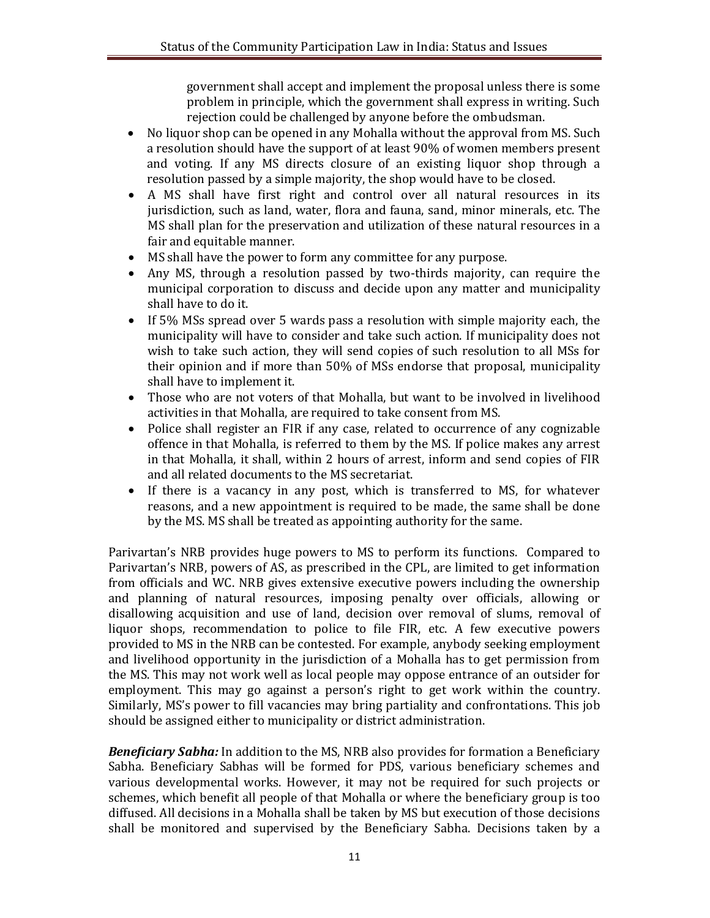government shall accept and implement the proposal unless there is some problem in principle, which the government shall express in writing. Such rejection could be challenged by anyone before the ombudsman.

- No liquor shop can be opened in any Mohalla without the approval from MS. Such a resolution should have the support of at least 90% of women members present and voting. If any MS directs closure of an existing liquor shop through a resolution passed by a simple majority, the shop would have to be closed.
- A MS shall have first right and control over all natural resources in its jurisdiction, such as land, water, flora and fauna, sand, minor minerals, etc. The MS shall plan for the preservation and utilization of these natural resources in a fair and equitable manner.
- MS shall have the power to form any committee for any purpose.
- Any MS, through a resolution passed by two-thirds majority, can require the municipal corporation to discuss and decide upon any matter and municipality shall have to do it.
- If 5% MSs spread over 5 wards pass a resolution with simple majority each, the municipality will have to consider and take such action. If municipality does not wish to take such action, they will send copies of such resolution to all MSs for their opinion and if more than 50% of MSs endorse that proposal, municipality shall have to implement it.
- Those who are not voters of that Mohalla, but want to be involved in livelihood activities in that Mohalla, are required to take consent from MS.
- Police shall register an FIR if any case, related to occurrence of any cognizable offence in that Mohalla, is referred to them by the MS. If police makes any arrest in that Mohalla, it shall, within 2 hours of arrest, inform and send copies of FIR and all related documents to the MS secretariat.
- If there is a vacancy in any post, which is transferred to MS, for whatever reasons, and a new appointment is required to be made, the same shall be done by the MS. MS shall be treated as appointing authority for the same.

Parivartan's NRB provides huge powers to MS to perform its functions. Compared to Parivartan's NRB, powers of AS, as prescribed in the CPL, are limited to get information from officials and WC. NRB gives extensive executive powers including the ownership and planning of natural resources, imposing penalty over officials, allowing or disallowing acquisition and use of land, decision over removal of slums, removal of liquor shops, recommendation to police to file FIR, etc. A few executive powers provided to MS in the NRB can be contested. For example, anybody seeking employment and livelihood opportunity in the jurisdiction of a Mohalla has to get permission from the MS. This may not work well as local people may oppose entrance of an outsider for employment. This may go against a person's right to get work within the country. Similarly, MS's power to fill vacancies may bring partiality and confrontations. This job should be assigned either to municipality or district administration.

***Beneficiary Sabha:*** In addition to the MS, NRB also provides for formation a Beneficiary Sabha. Beneficiary Sabhas will be formed for PDS, various beneficiary schemes and various developmental works. However, it may not be required for such projects or schemes, which benefit all people of that Mohalla or where the beneficiary group is too diffused. All decisions in a Mohalla shall be taken by MS but execution of those decisions shall be monitored and supervised by the Beneficiary Sabha. Decisions taken by a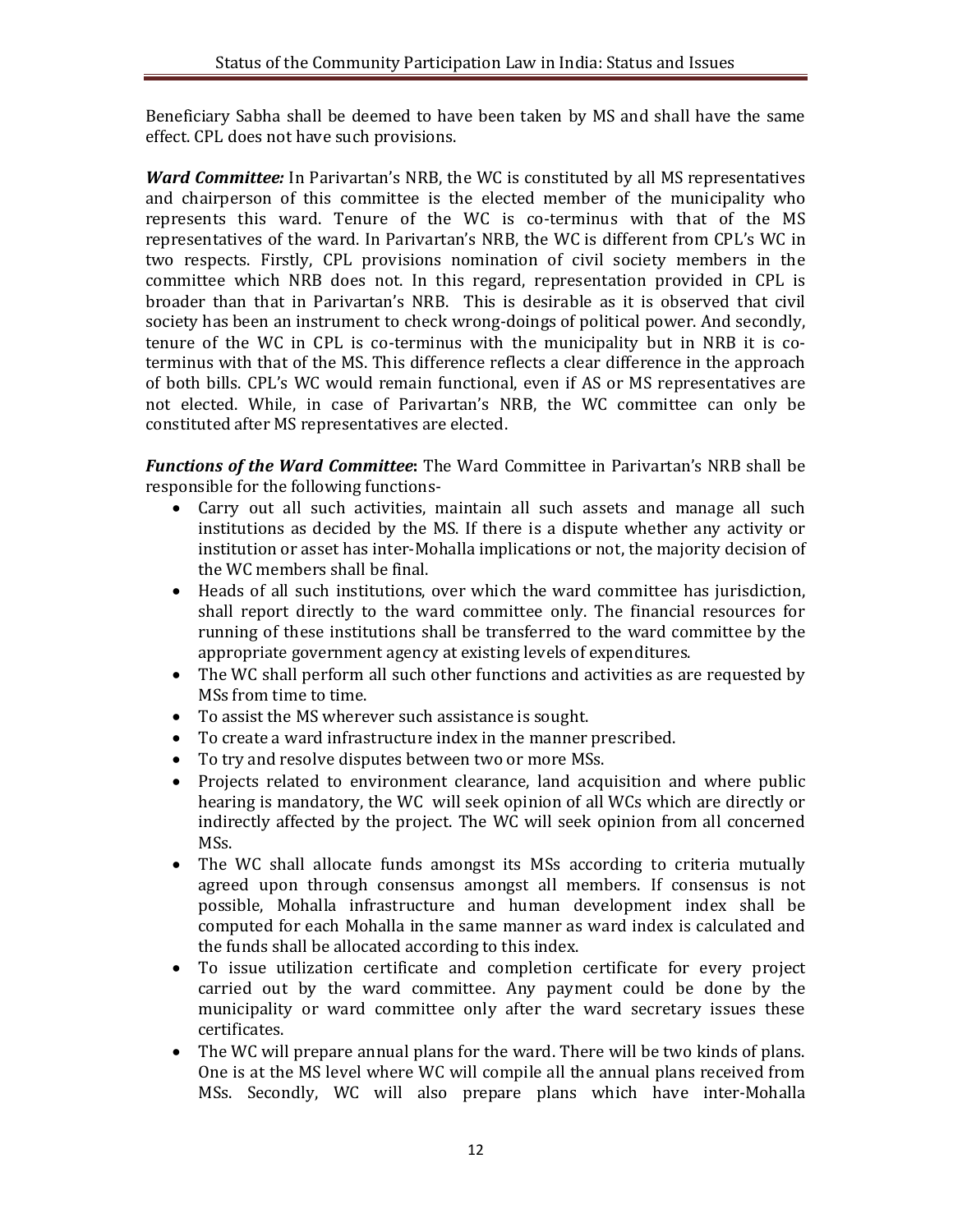Beneficiary Sabha shall be deemed to have been taken by MS and shall have the same effect. CPL does not have such provisions.

***Ward Committee:*** In Parivartan's NRB, the WC is constituted by all MS representatives and chairperson of this committee is the elected member of the municipality who represents this ward. Tenure of the WC is co-terminus with that of the MS representatives of the ward. In Parivartan's NRB, the WC is different from CPL's WC in two respects. Firstly, CPL provisions nomination of civil society members in the committee which NRB does not. In this regard, representation provided in CPL is broader than that in Parivartan's NRB. This is desirable as it is observed that civil society has been an instrument to check wrong-doings of political power. And secondly, tenure of the WC in CPL is co-terminus with the municipality but in NRB it is co-terminus with that of the MS. This difference reflects a clear difference in the approach of both bills. CPL's WC would remain functional, even if AS or MS representatives are not elected. While, in case of Parivartan's NRB, the WC committee can only be constituted after MS representatives are elected.

***Functions of the Ward Committee*:** The Ward Committee in Parivartan's NRB shall be responsible for the following functions-

- Carry out all such activities, maintain all such assets and manage all such institutions as decided by the MS. If there is a dispute whether any activity or institution or asset has inter-Mohalla implications or not, the majority decision of the WC members shall be final.
- Heads of all such institutions, over which the ward committee has jurisdiction, shall report directly to the ward committee only. The financial resources for running of these institutions shall be transferred to the ward committee by the appropriate government agency at existing levels of expenditures.
- The WC shall perform all such other functions and activities as are requested by MSs from time to time.
- To assist the MS wherever such assistance is sought.
- To create a ward infrastructure index in the manner prescribed.
- To try and resolve disputes between two or more MSs.
- Projects related to environment clearance, land acquisition and where public hearing is mandatory, the WC will seek opinion of all WCs which are directly or indirectly affected by the project. The WC will seek opinion from all concerned MSs.
- The WC shall allocate funds amongst its MSs according to criteria mutually agreed upon through consensus amongst all members. If consensus is not possible, Mohalla infrastructure and human development index shall be computed for each Mohalla in the same manner as ward index is calculated and the funds shall be allocated according to this index.
- To issue utilization certificate and completion certificate for every project carried out by the ward committee. Any payment could be done by the municipality or ward committee only after the ward secretary issues these certificates.
- The WC will prepare annual plans for the ward. There will be two kinds of plans. One is at the MS level where WC will compile all the annual plans received from MSs. Secondly, WC will also prepare plans which have inter-Mohalla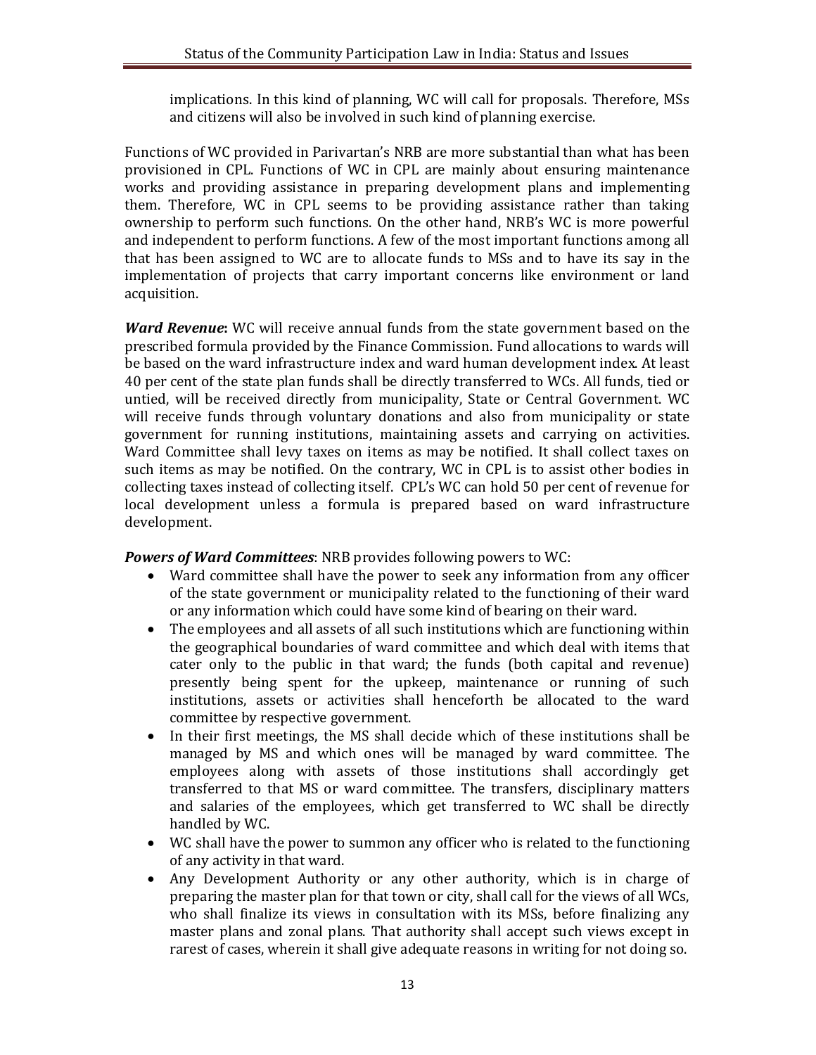implications. In this kind of planning, WC will call for proposals. Therefore, MSs and citizens will also be involved in such kind of planning exercise.

Functions of WC provided in Parivartan's NRB are more substantial than what has been provisioned in CPL. Functions of WC in CPL are mainly about ensuring maintenance works and providing assistance in preparing development plans and implementing them. Therefore, WC in CPL seems to be providing assistance rather than taking ownership to perform such functions. On the other hand, NRB's WC is more powerful and independent to perform functions. A few of the most important functions among all that has been assigned to WC are to allocate funds to MSs and to have its say in the implementation of projects that carry important concerns like environment or land acquisition.

***Ward Revenue*:** WC will receive annual funds from the state government based on the prescribed formula provided by the Finance Commission. Fund allocations to wards will be based on the ward infrastructure index and ward human development index. At least 40 per cent of the state plan funds shall be directly transferred to WCs. All funds, tied or untied, will be received directly from municipality, State or Central Government. WC will receive funds through voluntary donations and also from municipality or state government for running institutions, maintaining assets and carrying on activities. Ward Committee shall levy taxes on items as may be notified. It shall collect taxes on such items as may be notified. On the contrary, WC in CPL is to assist other bodies in collecting taxes instead of collecting itself. CPL's WC can hold 50 per cent of revenue for local development unless a formula is prepared based on ward infrastructure development.

***Powers of Ward Committees***: NRB provides following powers to WC:

- Ward committee shall have the power to seek any information from any officer of the state government or municipality related to the functioning of their ward or any information which could have some kind of bearing on their ward.
- The employees and all assets of all such institutions which are functioning within the geographical boundaries of ward committee and which deal with items that cater only to the public in that ward; the funds (both capital and revenue) presently being spent for the upkeep, maintenance or running of such institutions, assets or activities shall henceforth be allocated to the ward committee by respective government.
- In their first meetings, the MS shall decide which of these institutions shall be managed by MS and which ones will be managed by ward committee. The employees along with assets of those institutions shall accordingly get transferred to that MS or ward committee. The transfers, disciplinary matters and salaries of the employees, which get transferred to WC shall be directly handled by WC.
- WC shall have the power to summon any officer who is related to the functioning of any activity in that ward.
- Any Development Authority or any other authority, which is in charge of preparing the master plan for that town or city, shall call for the views of all WCs, who shall finalize its views in consultation with its MSs, before finalizing any master plans and zonal plans. That authority shall accept such views except in rarest of cases, wherein it shall give adequate reasons in writing for not doing so.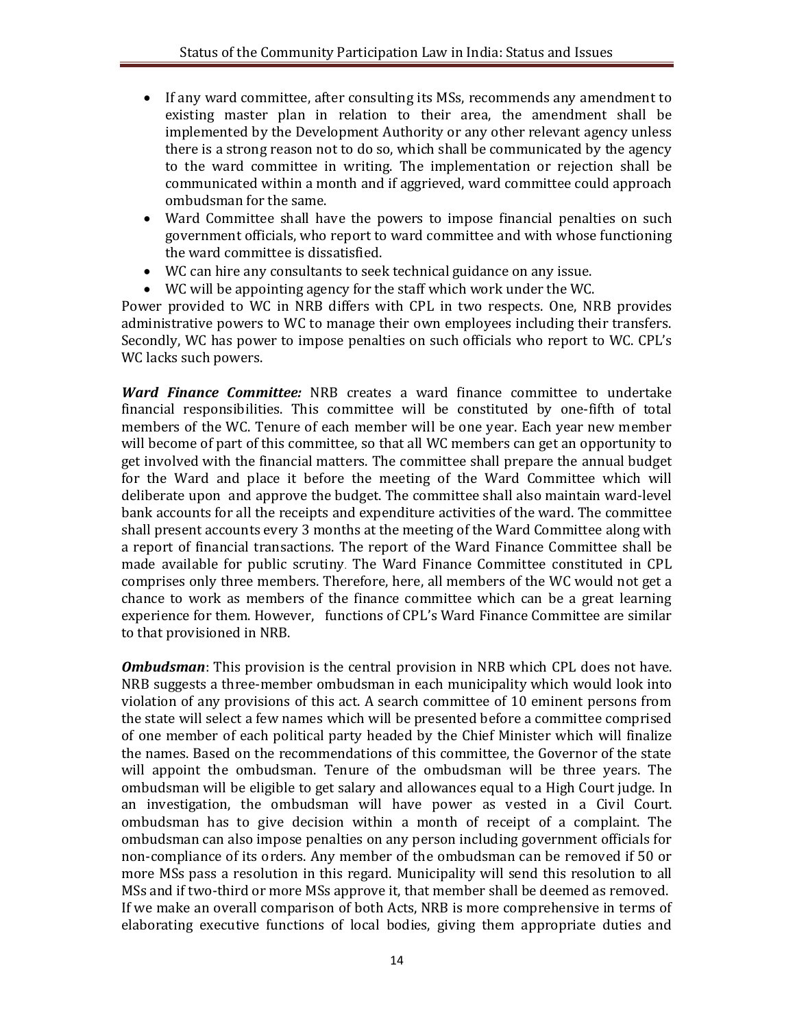- If any ward committee, after consulting its MSs, recommends any amendment to existing master plan in relation to their area, the amendment shall be implemented by the Development Authority or any other relevant agency unless there is a strong reason not to do so, which shall be communicated by the agency to the ward committee in writing. The implementation or rejection shall be communicated within a month and if aggrieved, ward committee could approach ombudsman for the same.
- Ward Committee shall have the powers to impose financial penalties on such government officials, who report to ward committee and with whose functioning the ward committee is dissatisfied.
- WC can hire any consultants to seek technical guidance on any issue.
- WC will be appointing agency for the staff which work under the WC.

Power provided to WC in NRB differs with CPL in two respects. One, NRB provides administrative powers to WC to manage their own employees including their transfers. Secondly, WC has power to impose penalties on such officials who report to WC. CPL's WC lacks such powers.

***Ward Finance Committee:*** NRB creates a ward finance committee to undertake financial responsibilities. This committee will be constituted by one-fifth of total members of the WC. Tenure of each member will be one year. Each year new member will become of part of this committee, so that all WC members can get an opportunity to get involved with the financial matters. The committee shall prepare the annual budget for the Ward and place it before the meeting of the Ward Committee which will deliberate upon and approve the budget. The committee shall also maintain ward-level bank accounts for all the receipts and expenditure activities of the ward. The committee shall present accounts every 3 months at the meeting of the Ward Committee along with a report of financial transactions. The report of the Ward Finance Committee shall be made available for public scrutiny. The Ward Finance Committee constituted in CPL comprises only three members. Therefore, here, all members of the WC would not get a chance to work as members of the finance committee which can be a great learning experience for them. However, functions of CPL's Ward Finance Committee are similar to that provisioned in NRB.

***Ombudsman***: This provision is the central provision in NRB which CPL does not have. NRB suggests a three-member ombudsman in each municipality which would look into violation of any provisions of this act. A search committee of 10 eminent persons from the state will select a few names which will be presented before a committee comprised of one member of each political party headed by the Chief Minister which will finalize the names. Based on the recommendations of this committee, the Governor of the state will appoint the ombudsman. Tenure of the ombudsman will be three years. The ombudsman will be eligible to get salary and allowances equal to a High Court judge. In an investigation, the ombudsman will have power as vested in a Civil Court. ombudsman has to give decision within a month of receipt of a complaint. The ombudsman can also impose penalties on any person including government officials for non-compliance of its orders. Any member of the ombudsman can be removed if 50 or more MSs pass a resolution in this regard. Municipality will send this resolution to all MSs and if two-third or more MSs approve it, that member shall be deemed as removed.
If we make an overall comparison of both Acts, NRB is more comprehensive in terms of elaborating executive functions of local bodies, giving them appropriate duties and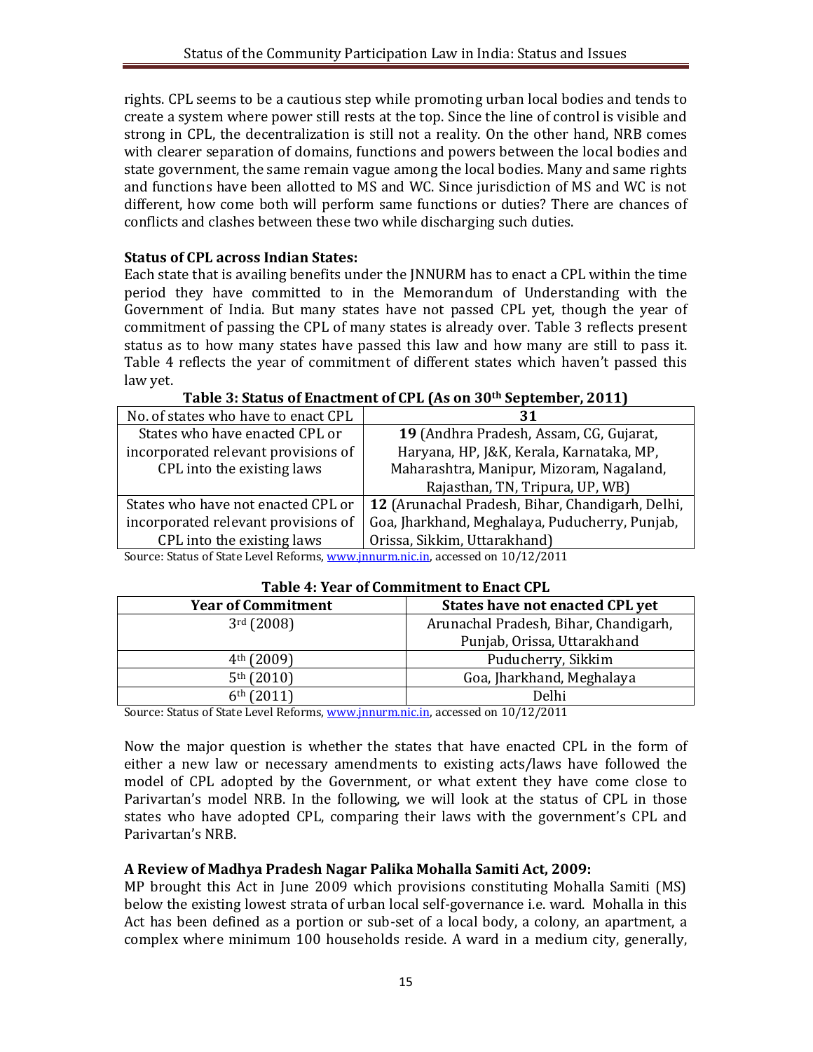rights. CPL seems to be a cautious step while promoting urban local bodies and tends to create a system where power still rests at the top. Since the line of control is visible and strong in CPL, the decentralization is still not a reality. On the other hand, NRB comes with clearer separation of domains, functions and powers between the local bodies and state government, the same remain vague among the local bodies. Many and same rights and functions have been allotted to MS and WC. Since jurisdiction of MS and WC is not different, how come both will perform same functions or duties? There are chances of conflicts and clashes between these two while discharging such duties.

**Status of CPL across Indian States:**

Each state that is availing benefits under the JNNURM has to enact a CPL within the time period they have committed to in the Memorandum of Understanding with the Government of India. But many states have not passed CPL yet, though the year of commitment of passing the CPL of many states is already over. Table 3 reflects present status as to how many states have passed this law and how many are still to pass it. Table 4 reflects the year of commitment of different states which haven't passed this law yet.

**Table 3: Status of Enactment of CPL (As on 30th September, 2011)**

| No. of states who have to enact CPL | **31** |
|---|---|
| States who have enacted CPL or incorporated relevant provisions of CPL into the existing laws | **19** (Andhra Pradesh, Assam, CG, Gujarat, Haryana, HP, J&K, Kerala, Karnataka, MP, Maharashtra, Manipur, Mizoram, Nagaland, Rajasthan, TN, Tripura, UP, WB) |
| States who have not enacted CPL or incorporated relevant provisions of CPL into the existing laws | **12** (Arunachal Pradesh, Bihar, Chandigarh, Delhi, Goa, Jharkhand, Meghalaya, Puducherry, Punjab, Orissa, Sikkim, Uttarakhand) |

Source: Status of State Level Reforms, www.jnnurm.nic.in, accessed on 10/12/2011

**Table 4: Year of Commitment to Enact CPL**

| Year of Commitment | States have not enacted CPL yet |
|---|---|
| 3rd (2008) | Arunachal Pradesh, Bihar, Chandigarh, Punjab, Orissa, Uttarakhand |
| 4th (2009) | Puducherry, Sikkim |
| 5th (2010) | Goa, Jharkhand, Meghalaya |
| 6th (2011) | Delhi |

Source: Status of State Level Reforms, www.jnnurm.nic.in, accessed on 10/12/2011

Now the major question is whether the states that have enacted CPL in the form of either a new law or necessary amendments to existing acts/laws have followed the model of CPL adopted by the Government, or what extent they have come close to Parivartan's model NRB. In the following, we will look at the status of CPL in those states who have adopted CPL, comparing their laws with the government's CPL and Parivartan's NRB.

**A Review of Madhya Pradesh Nagar Palika Mohalla Samiti Act, 2009:**

MP brought this Act in June 2009 which provisions constituting Mohalla Samiti (MS) below the existing lowest strata of urban local self-governance i.e. ward. Mohalla in this Act has been defined as a portion or sub-set of a local body, a colony, an apartment, a complex where minimum 100 households reside. A ward in a medium city, generally,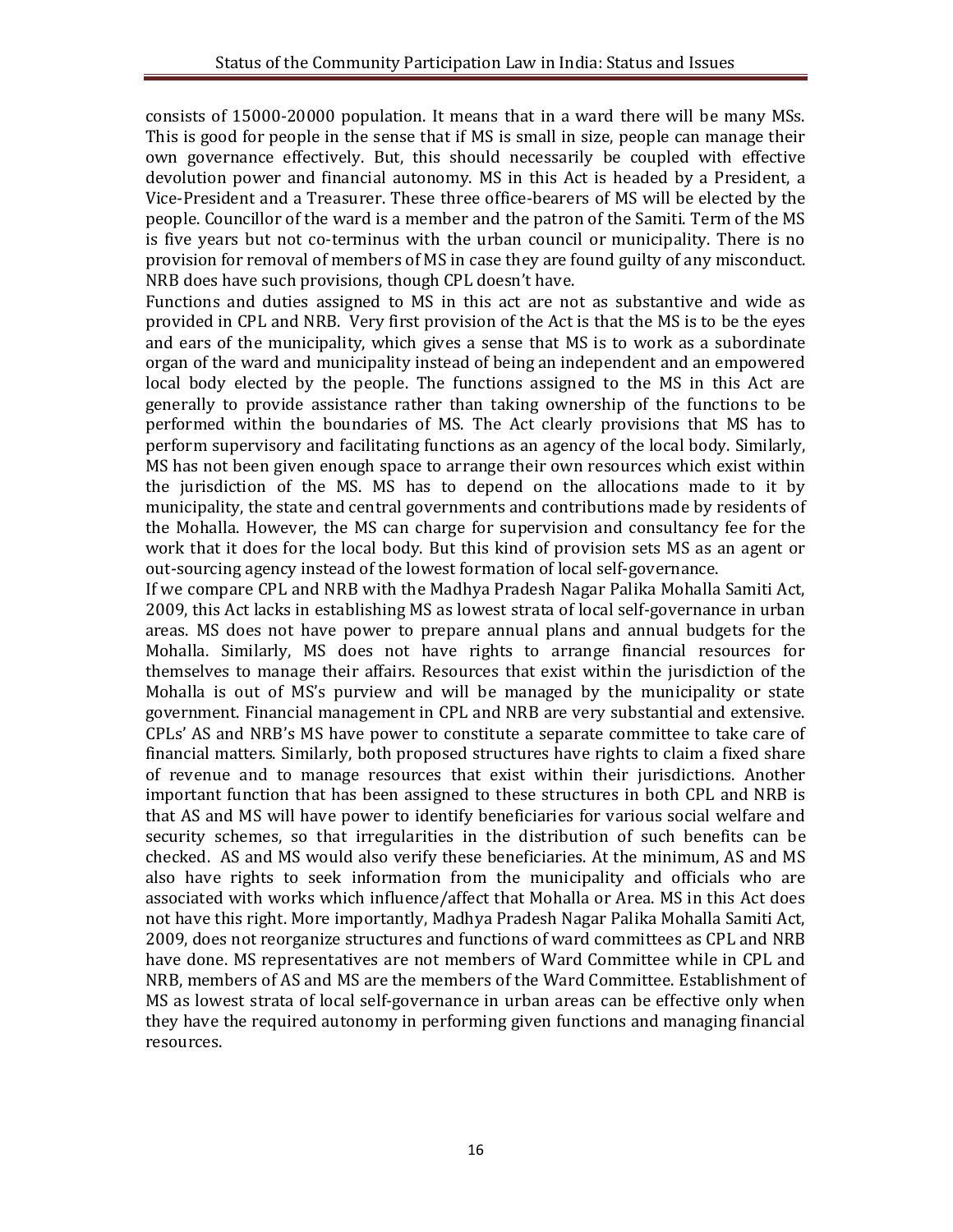consists of 15000-20000 population. It means that in a ward there will be many MSs. This is good for people in the sense that if MS is small in size, people can manage their own governance effectively. But, this should necessarily be coupled with effective devolution power and financial autonomy. MS in this Act is headed by a President, a Vice-President and a Treasurer. These three office-bearers of MS will be elected by the people. Councillor of the ward is a member and the patron of the Samiti. Term of the MS is five years but not co-terminus with the urban council or municipality. There is no provision for removal of members of MS in case they are found guilty of any misconduct. NRB does have such provisions, though CPL doesn't have.

Functions and duties assigned to MS in this act are not as substantive and wide as provided in CPL and NRB. Very first provision of the Act is that the MS is to be the eyes and ears of the municipality, which gives a sense that MS is to work as a subordinate organ of the ward and municipality instead of being an independent and an empowered local body elected by the people. The functions assigned to the MS in this Act are generally to provide assistance rather than taking ownership of the functions to be performed within the boundaries of MS. The Act clearly provisions that MS has to perform supervisory and facilitating functions as an agency of the local body. Similarly, MS has not been given enough space to arrange their own resources which exist within the jurisdiction of the MS. MS has to depend on the allocations made to it by municipality, the state and central governments and contributions made by residents of the Mohalla. However, the MS can charge for supervision and consultancy fee for the work that it does for the local body. But this kind of provision sets MS as an agent or out-sourcing agency instead of the lowest formation of local self-governance.

If we compare CPL and NRB with the Madhya Pradesh Nagar Palika Mohalla Samiti Act, 2009, this Act lacks in establishing MS as lowest strata of local self-governance in urban areas. MS does not have power to prepare annual plans and annual budgets for the Mohalla. Similarly, MS does not have rights to arrange financial resources for themselves to manage their affairs. Resources that exist within the jurisdiction of the Mohalla is out of MS's purview and will be managed by the municipality or state government. Financial management in CPL and NRB are very substantial and extensive. CPLs' AS and NRB's MS have power to constitute a separate committee to take care of financial matters. Similarly, both proposed structures have rights to claim a fixed share of revenue and to manage resources that exist within their jurisdictions. Another important function that has been assigned to these structures in both CPL and NRB is that AS and MS will have power to identify beneficiaries for various social welfare and security schemes, so that irregularities in the distribution of such benefits can be checked. AS and MS would also verify these beneficiaries. At the minimum, AS and MS also have rights to seek information from the municipality and officials who are associated with works which influence/affect that Mohalla or Area. MS in this Act does not have this right. More importantly, Madhya Pradesh Nagar Palika Mohalla Samiti Act, 2009, does not reorganize structures and functions of ward committees as CPL and NRB have done. MS representatives are not members of Ward Committee while in CPL and NRB, members of AS and MS are the members of the Ward Committee. Establishment of MS as lowest strata of local self-governance in urban areas can be effective only when they have the required autonomy in performing given functions and managing financial resources.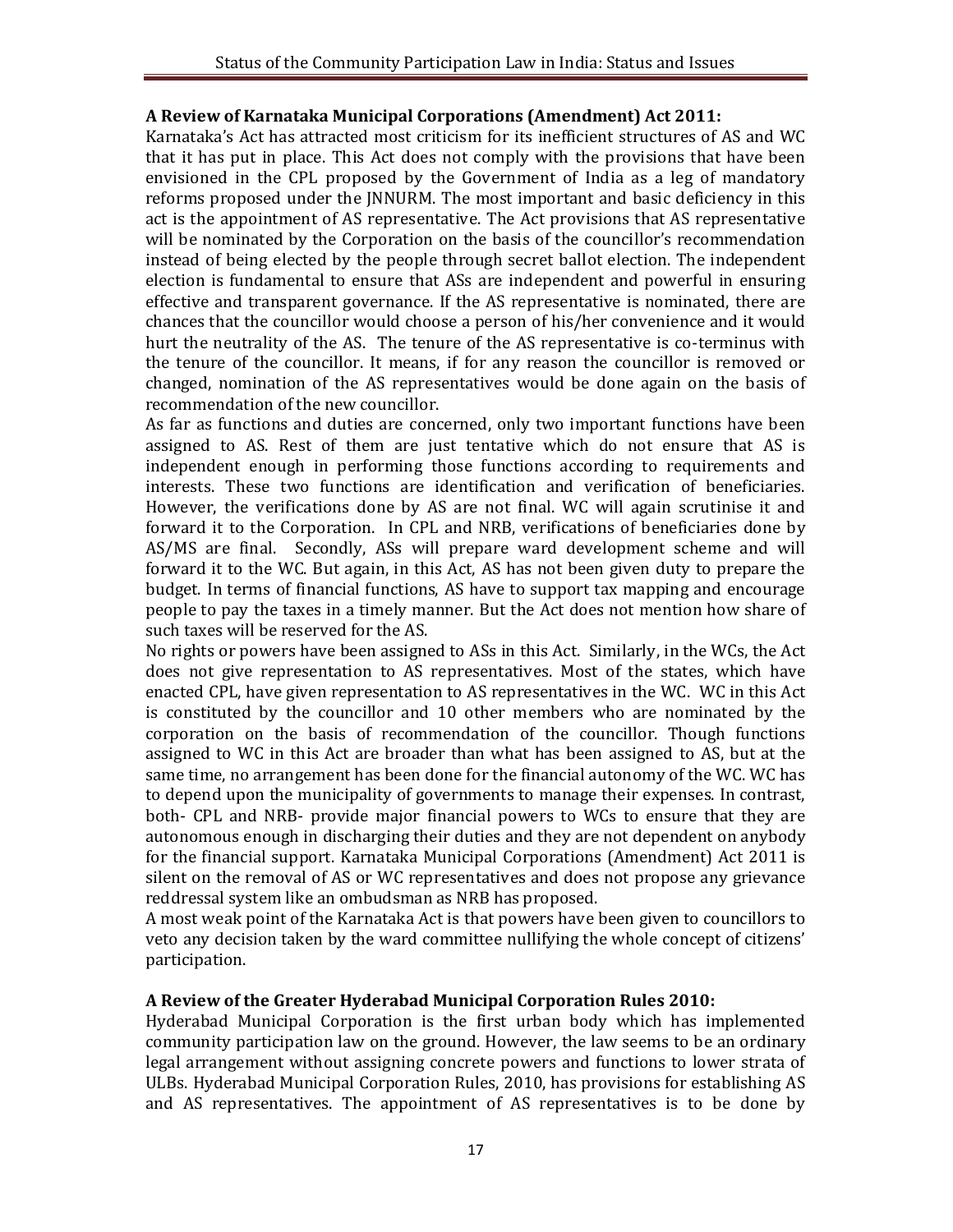**A Review of Karnataka Municipal Corporations (Amendment) Act 2011:**

Karnataka's Act has attracted most criticism for its inefficient structures of AS and WC that it has put in place. This Act does not comply with the provisions that have been envisioned in the CPL proposed by the Government of India as a leg of mandatory reforms proposed under the JNNURM. The most important and basic deficiency in this act is the appointment of AS representative. The Act provisions that AS representative will be nominated by the Corporation on the basis of the councillor's recommendation instead of being elected by the people through secret ballot election. The independent election is fundamental to ensure that ASs are independent and powerful in ensuring effective and transparent governance. If the AS representative is nominated, there are chances that the councillor would choose a person of his/her convenience and it would hurt the neutrality of the AS. The tenure of the AS representative is co-terminus with the tenure of the councillor. It means, if for any reason the councillor is removed or changed, nomination of the AS representatives would be done again on the basis of recommendation of the new councillor.

As far as functions and duties are concerned, only two important functions have been assigned to AS. Rest of them are just tentative which do not ensure that AS is independent enough in performing those functions according to requirements and interests. These two functions are identification and verification of beneficiaries. However, the verifications done by AS are not final. WC will again scrutinise it and forward it to the Corporation. In CPL and NRB, verifications of beneficiaries done by AS/MS are final. Secondly, ASs will prepare ward development scheme and will forward it to the WC. But again, in this Act, AS has not been given duty to prepare the budget. In terms of financial functions, AS have to support tax mapping and encourage people to pay the taxes in a timely manner. But the Act does not mention how share of such taxes will be reserved for the AS.

No rights or powers have been assigned to ASs in this Act. Similarly, in the WCs, the Act does not give representation to AS representatives. Most of the states, which have enacted CPL, have given representation to AS representatives in the WC. WC in this Act is constituted by the councillor and 10 other members who are nominated by the corporation on the basis of recommendation of the councillor. Though functions assigned to WC in this Act are broader than what has been assigned to AS, but at the same time, no arrangement has been done for the financial autonomy of the WC. WC has to depend upon the municipality of governments to manage their expenses. In contrast, both- CPL and NRB- provide major financial powers to WCs to ensure that they are autonomous enough in discharging their duties and they are not dependent on anybody for the financial support. Karnataka Municipal Corporations (Amendment) Act 2011 is silent on the removal of AS or WC representatives and does not propose any grievance reddressal system like an ombudsman as NRB has proposed.

A most weak point of the Karnataka Act is that powers have been given to councillors to veto any decision taken by the ward committee nullifying the whole concept of citizens' participation.

**A Review of the Greater Hyderabad Municipal Corporation Rules 2010:**

Hyderabad Municipal Corporation is the first urban body which has implemented community participation law on the ground. However, the law seems to be an ordinary legal arrangement without assigning concrete powers and functions to lower strata of ULBs. Hyderabad Municipal Corporation Rules, 2010, has provisions for establishing AS and AS representatives. The appointment of AS representatives is to be done by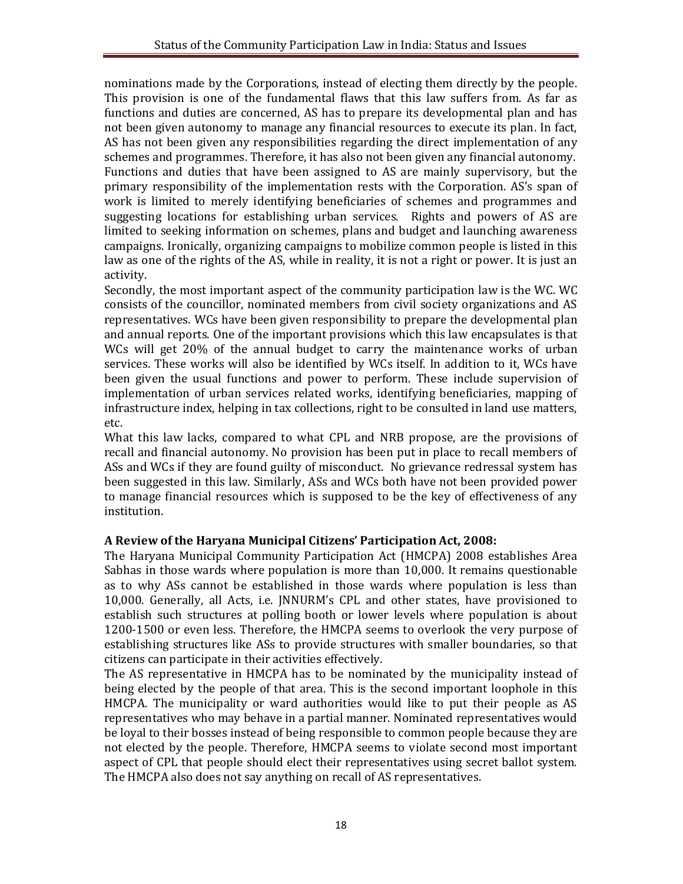nominations made by the Corporations, instead of electing them directly by the people. This provision is one of the fundamental flaws that this law suffers from. As far as functions and duties are concerned, AS has to prepare its developmental plan and has not been given autonomy to manage any financial resources to execute its plan. In fact, AS has not been given any responsibilities regarding the direct implementation of any schemes and programmes. Therefore, it has also not been given any financial autonomy. Functions and duties that have been assigned to AS are mainly supervisory, but the primary responsibility of the implementation rests with the Corporation. AS's span of work is limited to merely identifying beneficiaries of schemes and programmes and suggesting locations for establishing urban services. Rights and powers of AS are limited to seeking information on schemes, plans and budget and launching awareness campaigns. Ironically, organizing campaigns to mobilize common people is listed in this law as one of the rights of the AS, while in reality, it is not a right or power. It is just an activity.

Secondly, the most important aspect of the community participation law is the WC. WC consists of the councillor, nominated members from civil society organizations and AS representatives. WCs have been given responsibility to prepare the developmental plan and annual reports. One of the important provisions which this law encapsulates is that WCs will get 20% of the annual budget to carry the maintenance works of urban services. These works will also be identified by WCs itself. In addition to it, WCs have been given the usual functions and power to perform. These include supervision of implementation of urban services related works, identifying beneficiaries, mapping of infrastructure index, helping in tax collections, right to be consulted in land use matters, etc.

What this law lacks, compared to what CPL and NRB propose, are the provisions of recall and financial autonomy. No provision has been put in place to recall members of ASs and WCs if they are found guilty of misconduct. No grievance redressal system has been suggested in this law. Similarly, ASs and WCs both have not been provided power to manage financial resources which is supposed to be the key of effectiveness of any institution.

**A Review of the Haryana Municipal Citizens' Participation Act, 2008:**

The Haryana Municipal Community Participation Act (HMCPA) 2008 establishes Area Sabhas in those wards where population is more than 10,000. It remains questionable as to why ASs cannot be established in those wards where population is less than 10,000. Generally, all Acts, i.e. JNNURM's CPL and other states, have provisioned to establish such structures at polling booth or lower levels where population is about 1200-1500 or even less. Therefore, the HMCPA seems to overlook the very purpose of establishing structures like ASs to provide structures with smaller boundaries, so that citizens can participate in their activities effectively.

The AS representative in HMCPA has to be nominated by the municipality instead of being elected by the people of that area. This is the second important loophole in this HMCPA. The municipality or ward authorities would like to put their people as AS representatives who may behave in a partial manner. Nominated representatives would be loyal to their bosses instead of being responsible to common people because they are not elected by the people. Therefore, HMCPA seems to violate second most important aspect of CPL that people should elect their representatives using secret ballot system. The HMCPA also does not say anything on recall of AS representatives.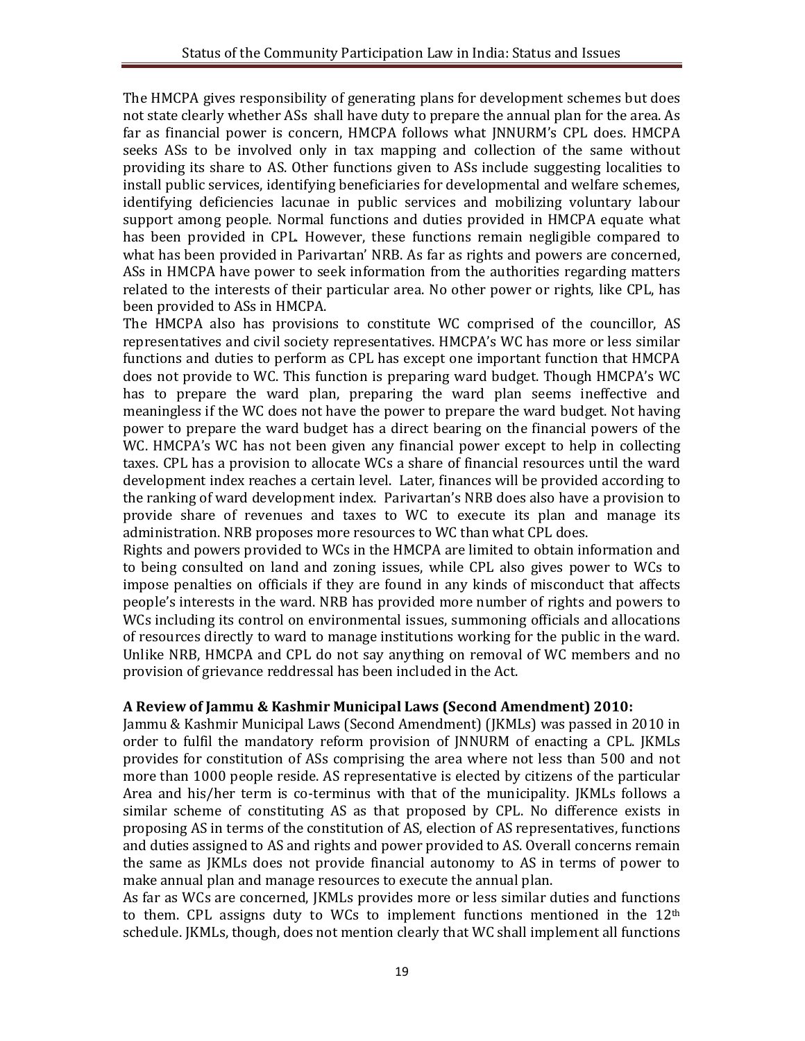The HMCPA gives responsibility of generating plans for development schemes but does not state clearly whether ASs shall have duty to prepare the annual plan for the area. As far as financial power is concern, HMCPA follows what JNNURM's CPL does. HMCPA seeks ASs to be involved only in tax mapping and collection of the same without providing its share to AS. Other functions given to ASs include suggesting localities to install public services, identifying beneficiaries for developmental and welfare schemes, identifying deficiencies lacunae in public services and mobilizing voluntary labour support among people. Normal functions and duties provided in HMCPA equate what has been provided in CPL. However, these functions remain negligible compared to what has been provided in Parivartan' NRB. As far as rights and powers are concerned, ASs in HMCPA have power to seek information from the authorities regarding matters related to the interests of their particular area. No other power or rights, like CPL, has been provided to ASs in HMCPA.

The HMCPA also has provisions to constitute WC comprised of the councillor, AS representatives and civil society representatives. HMCPA's WC has more or less similar functions and duties to perform as CPL has except one important function that HMCPA does not provide to WC. This function is preparing ward budget. Though HMCPA's WC has to prepare the ward plan, preparing the ward plan seems ineffective and meaningless if the WC does not have the power to prepare the ward budget. Not having power to prepare the ward budget has a direct bearing on the financial powers of the WC. HMCPA's WC has not been given any financial power except to help in collecting taxes. CPL has a provision to allocate WCs a share of financial resources until the ward development index reaches a certain level. Later, finances will be provided according to the ranking of ward development index. Parivartan's NRB does also have a provision to provide share of revenues and taxes to WC to execute its plan and manage its administration. NRB proposes more resources to WC than what CPL does.

Rights and powers provided to WCs in the HMCPA are limited to obtain information and to being consulted on land and zoning issues, while CPL also gives power to WCs to impose penalties on officials if they are found in any kinds of misconduct that affects people's interests in the ward. NRB has provided more number of rights and powers to WCs including its control on environmental issues, summoning officials and allocations of resources directly to ward to manage institutions working for the public in the ward. Unlike NRB, HMCPA and CPL do not say anything on removal of WC members and no provision of grievance reddressal has been included in the Act.

**A Review of Jammu & Kashmir Municipal Laws (Second Amendment) 2010:**

Jammu & Kashmir Municipal Laws (Second Amendment) (JKMLs) was passed in 2010 in order to fulfil the mandatory reform provision of JNNURM of enacting a CPL. JKMLs provides for constitution of ASs comprising the area where not less than 500 and not more than 1000 people reside. AS representative is elected by citizens of the particular Area and his/her term is co-terminus with that of the municipality. JKMLs follows a similar scheme of constituting AS as that proposed by CPL. No difference exists in proposing AS in terms of the constitution of AS, election of AS representatives, functions and duties assigned to AS and rights and power provided to AS. Overall concerns remain the same as JKMLs does not provide financial autonomy to AS in terms of power to make annual plan and manage resources to execute the annual plan.

As far as WCs are concerned, JKMLs provides more or less similar duties and functions to them. CPL assigns duty to WCs to implement functions mentioned in the 12th schedule. JKMLs, though, does not mention clearly that WC shall implement all functions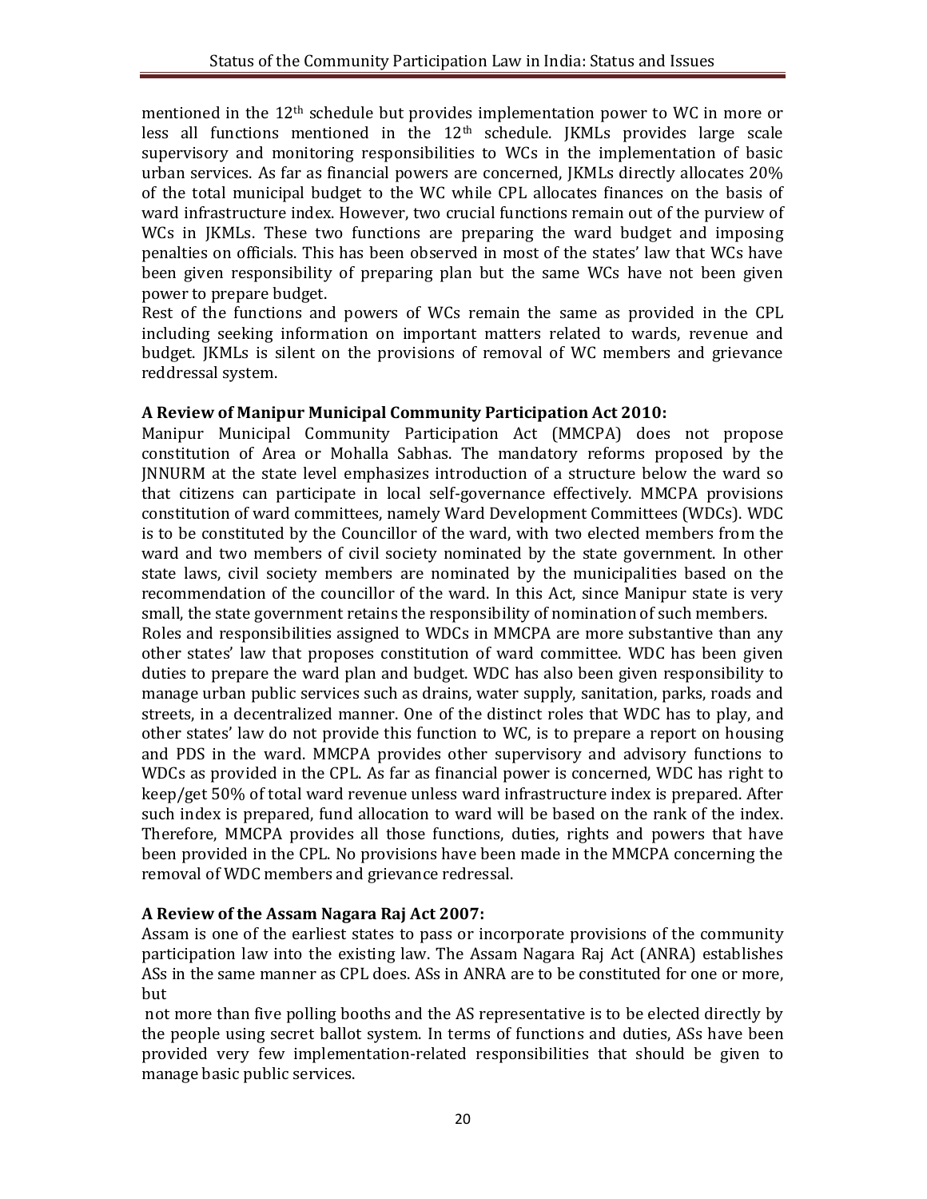mentioned in the 12th schedule but provides implementation power to WC in more or less all functions mentioned in the 12th schedule. JKMLs provides large scale supervisory and monitoring responsibilities to WCs in the implementation of basic urban services. As far as financial powers are concerned, JKMLs directly allocates 20% of the total municipal budget to the WC while CPL allocates finances on the basis of ward infrastructure index. However, two crucial functions remain out of the purview of WCs in JKMLs. These two functions are preparing the ward budget and imposing penalties on officials. This has been observed in most of the states' law that WCs have been given responsibility of preparing plan but the same WCs have not been given power to prepare budget.

Rest of the functions and powers of WCs remain the same as provided in the CPL including seeking information on important matters related to wards, revenue and budget. JKMLs is silent on the provisions of removal of WC members and grievance reddressal system.

**A Review of Manipur Municipal Community Participation Act 2010:**

Manipur Municipal Community Participation Act (MMCPA) does not propose constitution of Area or Mohalla Sabhas. The mandatory reforms proposed by the JNNURM at the state level emphasizes introduction of a structure below the ward so that citizens can participate in local self-governance effectively. MMCPA provisions constitution of ward committees, namely Ward Development Committees (WDCs). WDC is to be constituted by the Councillor of the ward, with two elected members from the ward and two members of civil society nominated by the state government. In other state laws, civil society members are nominated by the municipalities based on the recommendation of the councillor of the ward. In this Act, since Manipur state is very small, the state government retains the responsibility of nomination of such members.

Roles and responsibilities assigned to WDCs in MMCPA are more substantive than any other states' law that proposes constitution of ward committee. WDC has been given duties to prepare the ward plan and budget. WDC has also been given responsibility to manage urban public services such as drains, water supply, sanitation, parks, roads and streets, in a decentralized manner. One of the distinct roles that WDC has to play, and other states' law do not provide this function to WC, is to prepare a report on housing and PDS in the ward. MMCPA provides other supervisory and advisory functions to WDCs as provided in the CPL. As far as financial power is concerned, WDC has right to keep/get 50% of total ward revenue unless ward infrastructure index is prepared. After such index is prepared, fund allocation to ward will be based on the rank of the index. Therefore, MMCPA provides all those functions, duties, rights and powers that have been provided in the CPL. No provisions have been made in the MMCPA concerning the removal of WDC members and grievance redressal.

**A Review of the Assam Nagara Raj Act 2007:**

Assam is one of the earliest states to pass or incorporate provisions of the community participation law into the existing law. The Assam Nagara Raj Act (ANRA) establishes ASs in the same manner as CPL does. ASs in ANRA are to be constituted for one or more, but not more than five polling booths and the AS representative is to be elected directly by the people using secret ballot system. In terms of functions and duties, ASs have been provided very few implementation-related responsibilities that should be given to manage basic public services.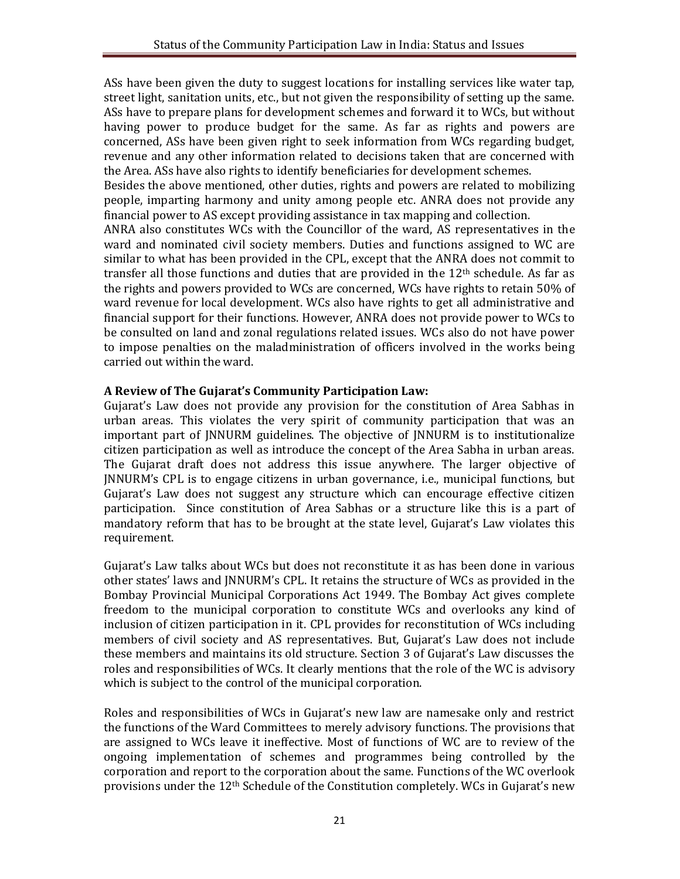ASs have been given the duty to suggest locations for installing services like water tap, street light, sanitation units, etc., but not given the responsibility of setting up the same. ASs have to prepare plans for development schemes and forward it to WCs, but without having power to produce budget for the same. As far as rights and powers are concerned, ASs have been given right to seek information from WCs regarding budget, revenue and any other information related to decisions taken that are concerned with the Area. ASs have also rights to identify beneficiaries for development schemes.

Besides the above mentioned, other duties, rights and powers are related to mobilizing people, imparting harmony and unity among people etc. ANRA does not provide any financial power to AS except providing assistance in tax mapping and collection.

ANRA also constitutes WCs with the Councillor of the ward, AS representatives in the ward and nominated civil society members. Duties and functions assigned to WC are similar to what has been provided in the CPL, except that the ANRA does not commit to transfer all those functions and duties that are provided in the 12th schedule. As far as the rights and powers provided to WCs are concerned, WCs have rights to retain 50% of ward revenue for local development. WCs also have rights to get all administrative and financial support for their functions. However, ANRA does not provide power to WCs to be consulted on land and zonal regulations related issues. WCs also do not have power to impose penalties on the maladministration of officers involved in the works being carried out within the ward.

**A Review of The Gujarat's Community Participation Law:**

Gujarat's Law does not provide any provision for the constitution of Area Sabhas in urban areas. This violates the very spirit of community participation that was an important part of JNNURM guidelines. The objective of JNNURM is to institutionalize citizen participation as well as introduce the concept of the Area Sabha in urban areas. The Gujarat draft does not address this issue anywhere. The larger objective of JNNURM's CPL is to engage citizens in urban governance, i.e., municipal functions, but Gujarat's Law does not suggest any structure which can encourage effective citizen participation. Since constitution of Area Sabhas or a structure like this is a part of mandatory reform that has to be brought at the state level, Gujarat's Law violates this requirement.

Gujarat's Law talks about WCs but does not reconstitute it as has been done in various other states' laws and JNNURM's CPL. It retains the structure of WCs as provided in the Bombay Provincial Municipal Corporations Act 1949. The Bombay Act gives complete freedom to the municipal corporation to constitute WCs and overlooks any kind of inclusion of citizen participation in it. CPL provides for reconstitution of WCs including members of civil society and AS representatives. But, Gujarat's Law does not include these members and maintains its old structure. Section 3 of Gujarat's Law discusses the roles and responsibilities of WCs. It clearly mentions that the role of the WC is advisory which is subject to the control of the municipal corporation.

Roles and responsibilities of WCs in Gujarat's new law are namesake only and restrict the functions of the Ward Committees to merely advisory functions. The provisions that are assigned to WCs leave it ineffective. Most of functions of WC are to review of the ongoing implementation of schemes and programmes being controlled by the corporation and report to the corporation about the same. Functions of the WC overlook provisions under the 12th Schedule of the Constitution completely. WCs in Gujarat's new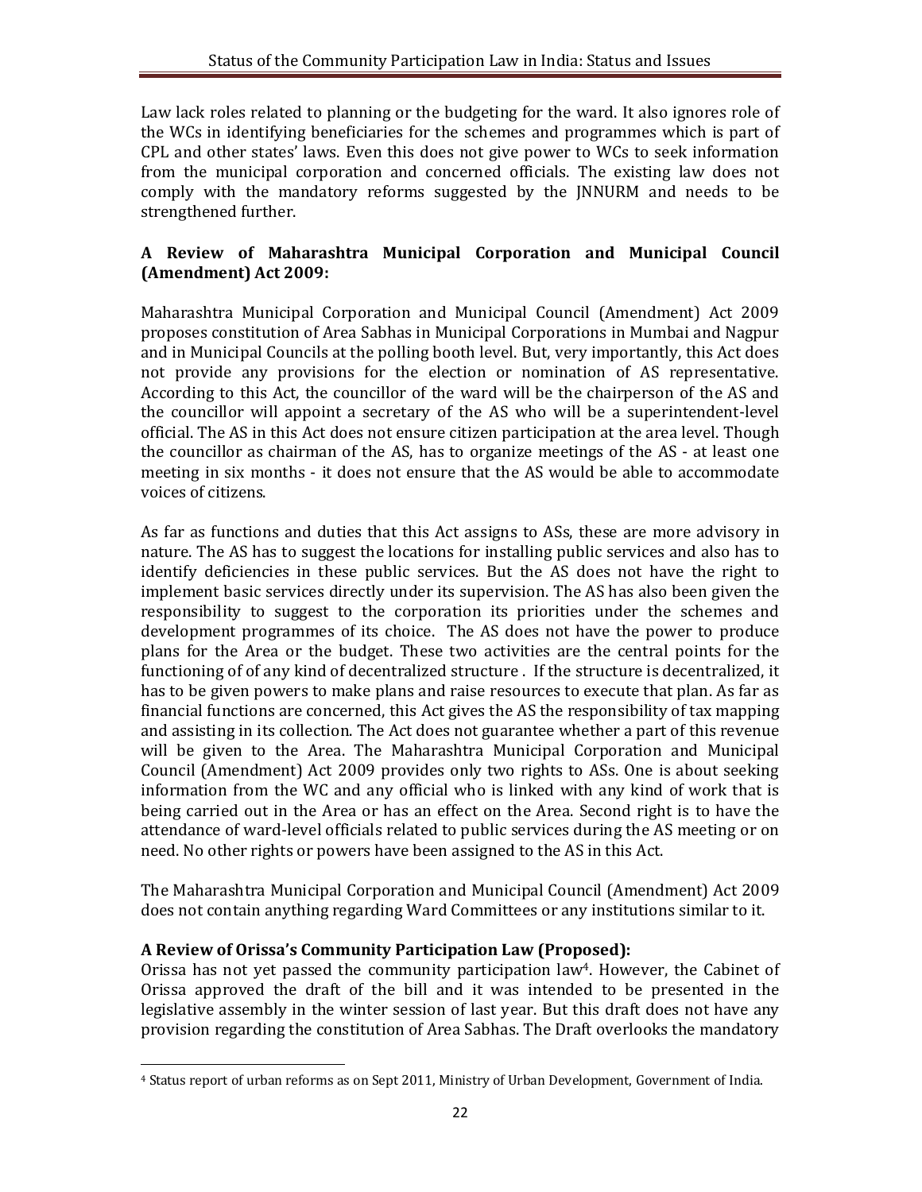Law lack roles related to planning or the budgeting for the ward. It also ignores role of the WCs in identifying beneficiaries for the schemes and programmes which is part of CPL and other states' laws. Even this does not give power to WCs to seek information from the municipal corporation and concerned officials. The existing law does not comply with the mandatory reforms suggested by the JNNURM and needs to be strengthened further.

### A Review of Maharashtra Municipal Corporation and Municipal Council (Amendment) Act 2009:

Maharashtra Municipal Corporation and Municipal Council (Amendment) Act 2009 proposes constitution of Area Sabhas in Municipal Corporations in Mumbai and Nagpur and in Municipal Councils at the polling booth level. But, very importantly, this Act does not provide any provisions for the election or nomination of AS representative. According to this Act, the councillor of the ward will be the chairperson of the AS and the councillor will appoint a secretary of the AS who will be a superintendent-level official. The AS in this Act does not ensure citizen participation at the area level. Though the councillor as chairman of the AS, has to organize meetings of the AS - at least one meeting in six months - it does not ensure that the AS would be able to accommodate voices of citizens.

As far as functions and duties that this Act assigns to ASs, these are more advisory in nature. The AS has to suggest the locations for installing public services and also has to identify deficiencies in these public services. But the AS does not have the right to implement basic services directly under its supervision. The AS has also been given the responsibility to suggest to the corporation its priorities under the schemes and development programmes of its choice. The AS does not have the power to produce plans for the Area or the budget. These two activities are the central points for the functioning of of any kind of decentralized structure . If the structure is decentralized, it has to be given powers to make plans and raise resources to execute that plan. As far as financial functions are concerned, this Act gives the AS the responsibility of tax mapping and assisting in its collection. The Act does not guarantee whether a part of this revenue will be given to the Area. The Maharashtra Municipal Corporation and Municipal Council (Amendment) Act 2009 provides only two rights to ASs. One is about seeking information from the WC and any official who is linked with any kind of work that is being carried out in the Area or has an effect on the Area. Second right is to have the attendance of ward-level officials related to public services during the AS meeting or on need. No other rights or powers have been assigned to the AS in this Act.

The Maharashtra Municipal Corporation and Municipal Council (Amendment) Act 2009 does not contain anything regarding Ward Committees or any institutions similar to it.

### A Review of Orissa's Community Participation Law (Proposed):

Orissa has not yet passed the community participation law[4]. However, the Cabinet of Orissa approved the draft of the bill and it was intended to be presented in the legislative assembly in the winter session of last year. But this draft does not have any provision regarding the constitution of Area Sabhas. The Draft overlooks the mandatory

---

[4] Status report of urban reforms as on Sept 2011, Ministry of Urban Development, Government of India.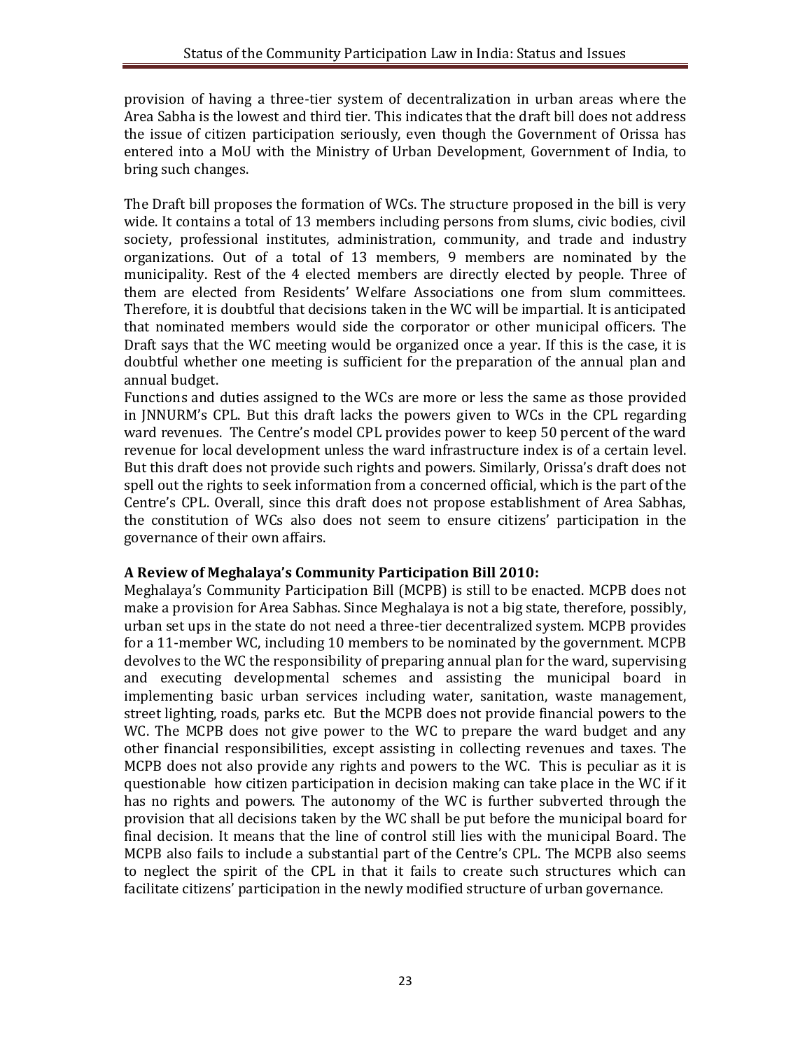provision of having a three-tier system of decentralization in urban areas where the Area Sabha is the lowest and third tier. This indicates that the draft bill does not address the issue of citizen participation seriously, even though the Government of Orissa has entered into a MoU with the Ministry of Urban Development, Government of India, to bring such changes.

The Draft bill proposes the formation of WCs. The structure proposed in the bill is very wide. It contains a total of 13 members including persons from slums, civic bodies, civil society, professional institutes, administration, community, and trade and industry organizations. Out of a total of 13 members, 9 members are nominated by the municipality. Rest of the 4 elected members are directly elected by people. Three of them are elected from Residents' Welfare Associations one from slum committees. Therefore, it is doubtful that decisions taken in the WC will be impartial. It is anticipated that nominated members would side the corporator or other municipal officers. The Draft says that the WC meeting would be organized once a year. If this is the case, it is doubtful whether one meeting is sufficient for the preparation of the annual plan and annual budget.

Functions and duties assigned to the WCs are more or less the same as those provided in JNNURM's CPL. But this draft lacks the powers given to WCs in the CPL regarding ward revenues. The Centre's model CPL provides power to keep 50 percent of the ward revenue for local development unless the ward infrastructure index is of a certain level. But this draft does not provide such rights and powers. Similarly, Orissa's draft does not spell out the rights to seek information from a concerned official, which is the part of the Centre's CPL. Overall, since this draft does not propose establishment of Area Sabhas, the constitution of WCs also does not seem to ensure citizens' participation in the governance of their own affairs.

**A Review of Meghalaya's Community Participation Bill 2010:**

Meghalaya's Community Participation Bill (MCPB) is still to be enacted. MCPB does not make a provision for Area Sabhas. Since Meghalaya is not a big state, therefore, possibly, urban set ups in the state do not need a three-tier decentralized system. MCPB provides for a 11-member WC, including 10 members to be nominated by the government. MCPB devolves to the WC the responsibility of preparing annual plan for the ward, supervising and executing developmental schemes and assisting the municipal board in implementing basic urban services including water, sanitation, waste management, street lighting, roads, parks etc. But the MCPB does not provide financial powers to the WC. The MCPB does not give power to the WC to prepare the ward budget and any other financial responsibilities, except assisting in collecting revenues and taxes. The MCPB does not also provide any rights and powers to the WC. This is peculiar as it is questionable how citizen participation in decision making can take place in the WC if it has no rights and powers. The autonomy of the WC is further subverted through the provision that all decisions taken by the WC shall be put before the municipal board for final decision. It means that the line of control still lies with the municipal Board. The MCPB also fails to include a substantial part of the Centre's CPL. The MCPB also seems to neglect the spirit of the CPL in that it fails to create such structures which can facilitate citizens' participation in the newly modified structure of urban governance.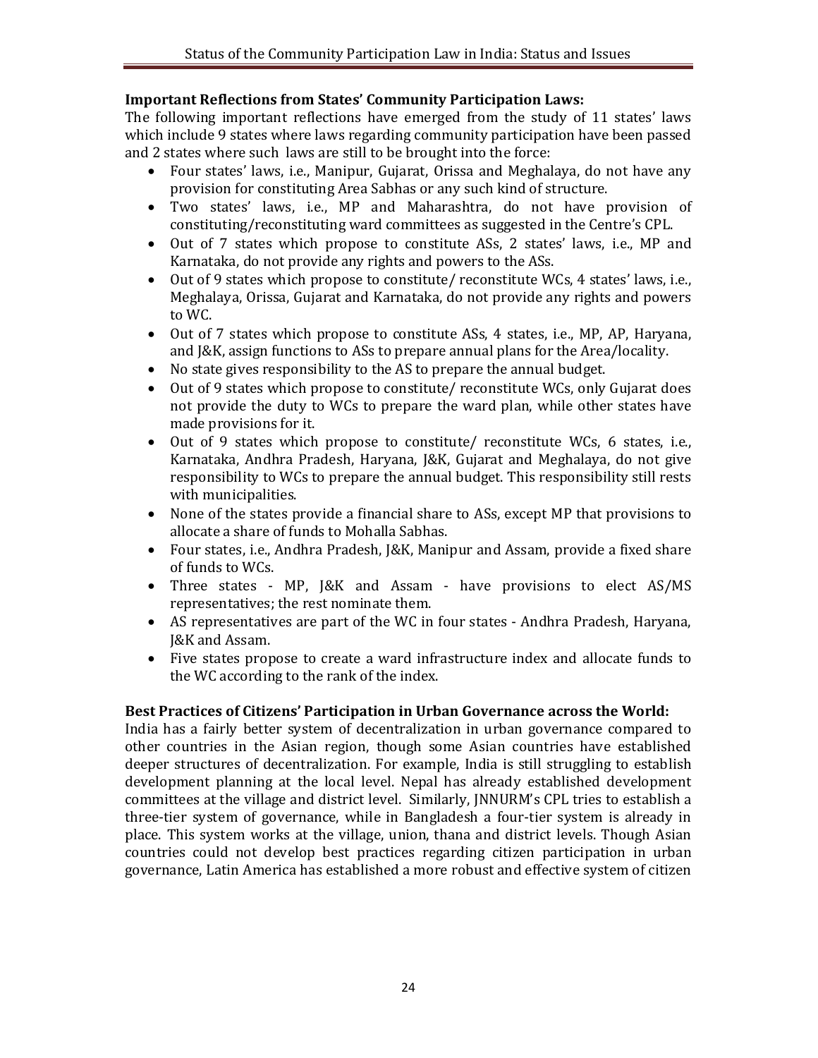**Important Reflections from States' Community Participation Laws:**

The following important reflections have emerged from the study of 11 states' laws which include 9 states where laws regarding community participation have been passed and 2 states where such laws are still to be brought into the force:

- Four states' laws, i.e., Manipur, Gujarat, Orissa and Meghalaya, do not have any provision for constituting Area Sabhas or any such kind of structure.
- Two states' laws, i.e., MP and Maharashtra, do not have provision of constituting/reconstituting ward committees as suggested in the Centre's CPL.
- Out of 7 states which propose to constitute ASs, 2 states' laws, i.e., MP and Karnataka, do not provide any rights and powers to the ASs.
- Out of 9 states which propose to constitute/ reconstitute WCs, 4 states' laws, i.e., Meghalaya, Orissa, Gujarat and Karnataka, do not provide any rights and powers to WC.
- Out of 7 states which propose to constitute ASs, 4 states, i.e., MP, AP, Haryana, and J&K, assign functions to ASs to prepare annual plans for the Area/locality.
- No state gives responsibility to the AS to prepare the annual budget.
- Out of 9 states which propose to constitute/ reconstitute WCs, only Gujarat does not provide the duty to WCs to prepare the ward plan, while other states have made provisions for it.
- Out of 9 states which propose to constitute/ reconstitute WCs, 6 states, i.e., Karnataka, Andhra Pradesh, Haryana, J&K, Gujarat and Meghalaya, do not give responsibility to WCs to prepare the annual budget. This responsibility still rests with municipalities.
- None of the states provide a financial share to ASs, except MP that provisions to allocate a share of funds to Mohalla Sabhas.
- Four states, i.e., Andhra Pradesh, J&K, Manipur and Assam, provide a fixed share of funds to WCs.
- Three states - MP, J&K and Assam - have provisions to elect AS/MS representatives; the rest nominate them.
- AS representatives are part of the WC in four states - Andhra Pradesh, Haryana, J&K and Assam.
- Five states propose to create a ward infrastructure index and allocate funds to the WC according to the rank of the index.

**Best Practices of Citizens' Participation in Urban Governance across the World:**

India has a fairly better system of decentralization in urban governance compared to other countries in the Asian region, though some Asian countries have established deeper structures of decentralization. For example, India is still struggling to establish development planning at the local level. Nepal has already established development committees at the village and district level. Similarly, JNNURM's CPL tries to establish a three-tier system of governance, while in Bangladesh a four-tier system is already in place. This system works at the village, union, thana and district levels. Though Asian countries could not develop best practices regarding citizen participation in urban governance, Latin America has established a more robust and effective system of citizen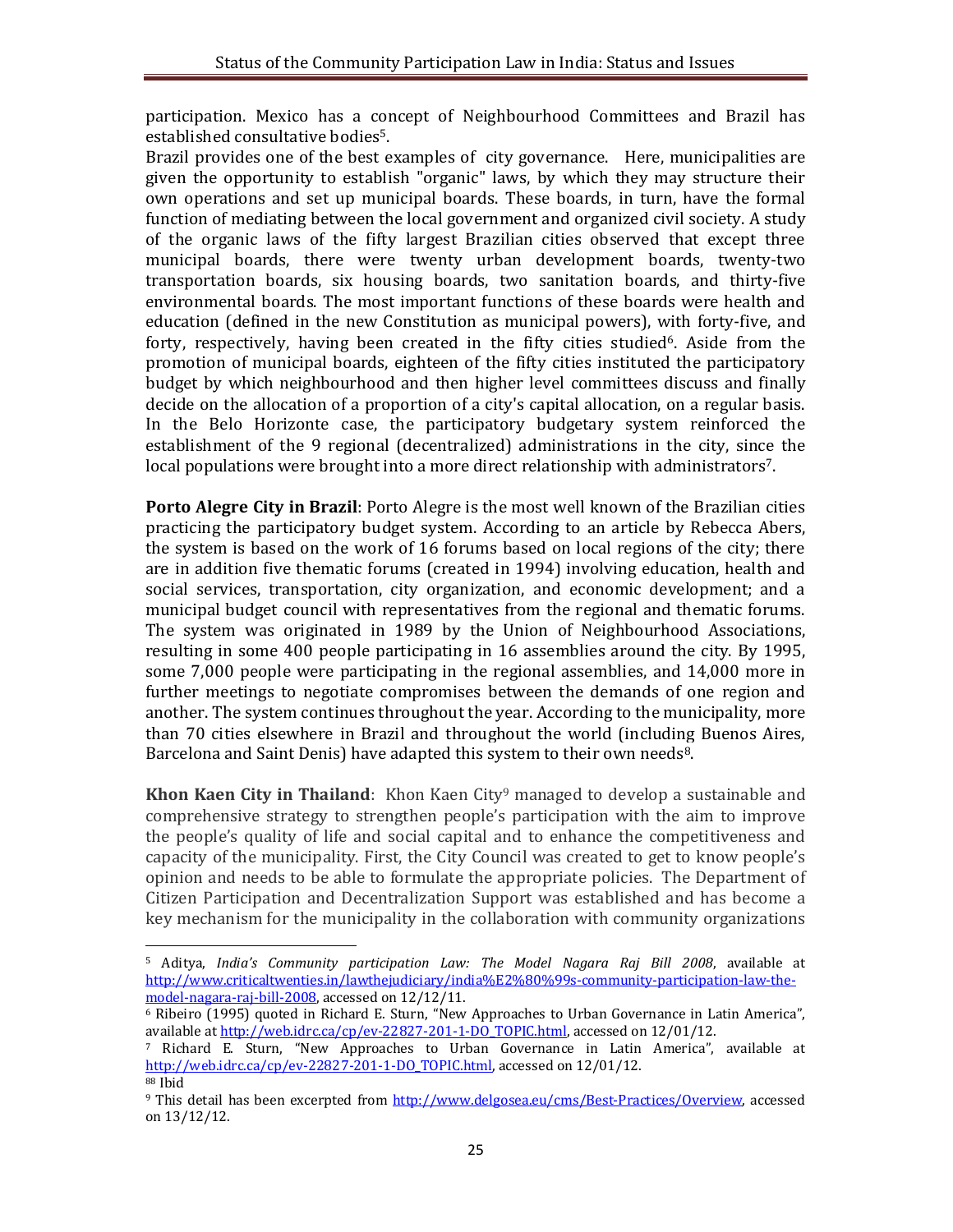participation. Mexico has a concept of Neighbourhood Committees and Brazil has established consultative bodies[5].

Brazil provides one of the best examples of city governance. Here, municipalities are given the opportunity to establish "organic" laws, by which they may structure their own operations and set up municipal boards. These boards, in turn, have the formal function of mediating between the local government and organized civil society. A study of the organic laws of the fifty largest Brazilian cities observed that except three municipal boards, there were twenty urban development boards, twenty-two transportation boards, six housing boards, two sanitation boards, and thirty-five environmental boards. The most important functions of these boards were health and education (defined in the new Constitution as municipal powers), with forty-five, and forty, respectively, having been created in the fifty cities studied[6]. Aside from the promotion of municipal boards, eighteen of the fifty cities instituted the participatory budget by which neighbourhood and then higher level committees discuss and finally decide on the allocation of a proportion of a city's capital allocation, on a regular basis. In the Belo Horizonte case, the participatory budgetary system reinforced the establishment of the 9 regional (decentralized) administrations in the city, since the local populations were brought into a more direct relationship with administrators[7].

**Porto Alegre City in Brazil**: Porto Alegre is the most well known of the Brazilian cities practicing the participatory budget system. According to an article by Rebecca Abers, the system is based on the work of 16 forums based on local regions of the city; there are in addition five thematic forums (created in 1994) involving education, health and social services, transportation, city organization, and economic development; and a municipal budget council with representatives from the regional and thematic forums. The system was originated in 1989 by the Union of Neighbourhood Associations, resulting in some 400 people participating in 16 assemblies around the city. By 1995, some 7,000 people were participating in the regional assemblies, and 14,000 more in further meetings to negotiate compromises between the demands of one region and another. The system continues throughout the year. According to the municipality, more than 70 cities elsewhere in Brazil and throughout the world (including Buenos Aires, Barcelona and Saint Denis) have adapted this system to their own needs[8].

**Khon Kaen City in Thailand**: Khon Kaen City[9] managed to develop a sustainable and comprehensive strategy to strengthen people's participation with the aim to improve the people's quality of life and social capital and to enhance the competitiveness and capacity of the municipality. First, the City Council was created to get to know people's opinion and needs to be able to formulate the appropriate policies. The Department of Citizen Participation and Decentralization Support was established and has become a key mechanism for the municipality in the collaboration with community organizations

---

[5] Aditya, *India's Community participation Law: The Model Nagara Raj Bill 2008*, available at http://www.criticaltwenties.in/lawthejudiciary/india%E2%80%99s-community-participation-law-the-model-nagara-raj-bill-2008, accessed on 12/12/11.

[6] Ribeiro (1995) quoted in Richard E. Sturn, "New Approaches to Urban Governance in Latin America", available at http://web.idrc.ca/cp/ev-22827-201-1-DO_TOPIC.html, accessed on 12/01/12.

[7] Richard E. Sturn, "New Approaches to Urban Governance in Latin America", available at http://web.idrc.ca/cp/ev-22827-201-1-DO_TOPIC.html, accessed on 12/01/12.

[88] Ibid

[9] This detail has been excerpted from http://www.delgosea.eu/cms/Best-Practices/Overview, accessed on 13/12/12.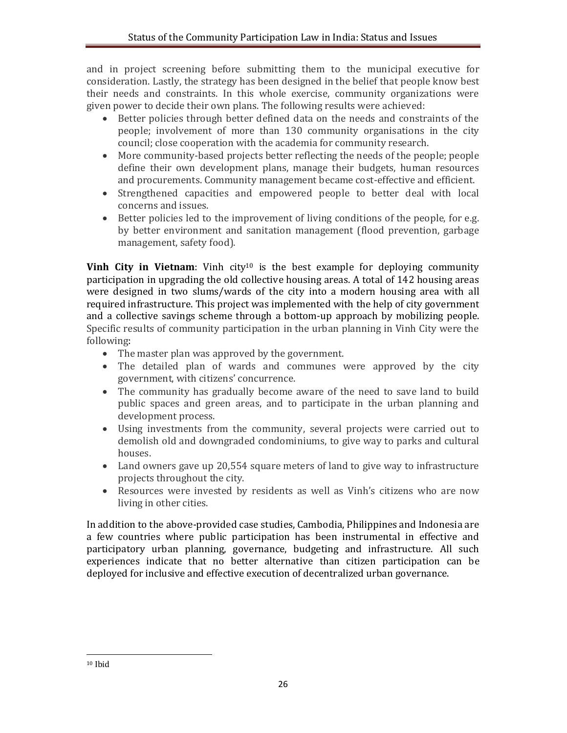and in project screening before submitting them to the municipal executive for consideration. Lastly, the strategy has been designed in the belief that people know best their needs and constraints. In this whole exercise, community organizations were given power to decide their own plans. The following results were achieved:

- Better policies through better defined data on the needs and constraints of the people; involvement of more than 130 community organisations in the city council; close cooperation with the academia for community research.
- More community-based projects better reflecting the needs of the people; people define their own development plans, manage their budgets, human resources and procurements. Community management became cost-effective and efficient.
- Strengthened capacities and empowered people to better deal with local concerns and issues.
- Better policies led to the improvement of living conditions of the people, for e.g. by better environment and sanitation management (flood prevention, garbage management, safety food).

**Vinh City in Vietnam**: Vinh city[10] is the best example for deploying community participation in upgrading the old collective housing areas. A total of 142 housing areas were designed in two slums/wards of the city into a modern housing area with all required infrastructure. This project was implemented with the help of city government and a collective savings scheme through a bottom-up approach by mobilizing people. Specific results of community participation in the urban planning in Vinh City were the following:

- The master plan was approved by the government.
- The detailed plan of wards and communes were approved by the city government, with citizens' concurrence.
- The community has gradually become aware of the need to save land to build public spaces and green areas, and to participate in the urban planning and development process.
- Using investments from the community, several projects were carried out to demolish old and downgraded condominiums, to give way to parks and cultural houses.
- Land owners gave up 20,554 square meters of land to give way to infrastructure projects throughout the city.
- Resources were invested by residents as well as Vinh's citizens who are now living in other cities.

In addition to the above-provided case studies, Cambodia, Philippines and Indonesia are a few countries where public participation has been instrumental in effective and participatory urban planning, governance, budgeting and infrastructure. All such experiences indicate that no better alternative than citizen participation can be deployed for inclusive and effective execution of decentralized urban governance.

[10] Ibid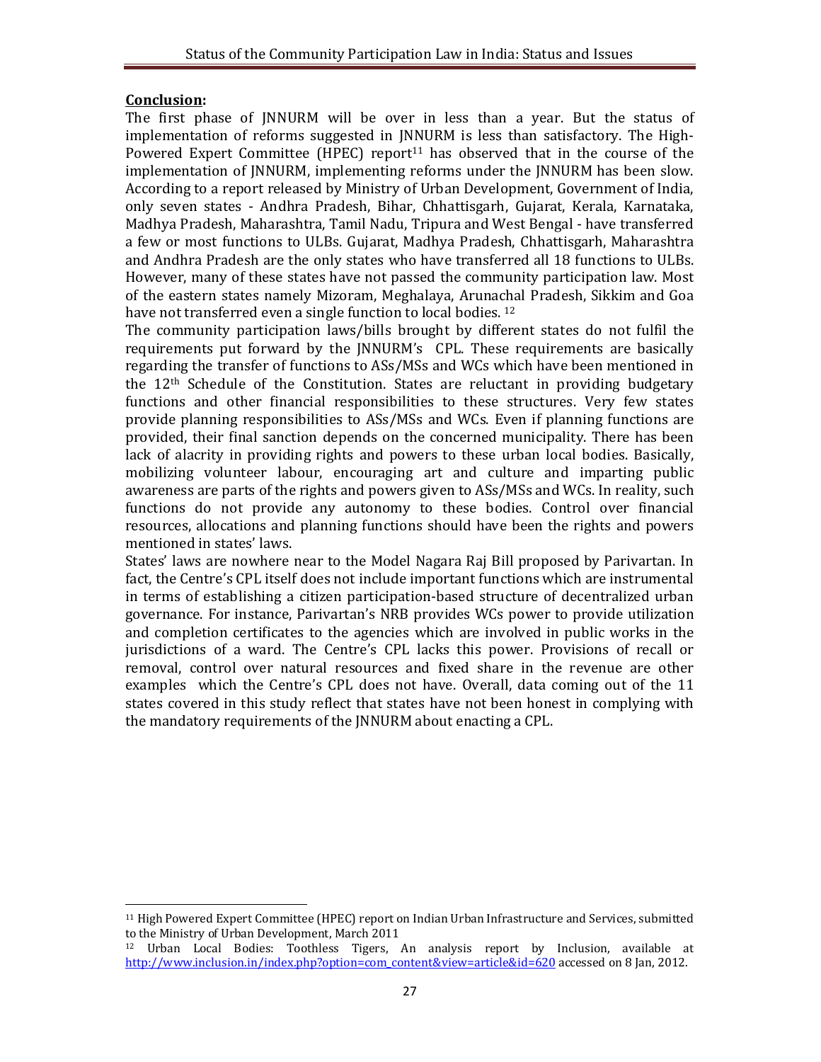**Conclusion:**

The first phase of JNNURM will be over in less than a year. But the status of implementation of reforms suggested in JNNURM is less than satisfactory. The High-Powered Expert Committee (HPEC) report[11] has observed that in the course of the implementation of JNNURM, implementing reforms under the JNNURM has been slow. According to a report released by Ministry of Urban Development, Government of India, only seven states - Andhra Pradesh, Bihar, Chhattisgarh, Gujarat, Kerala, Karnataka, Madhya Pradesh, Maharashtra, Tamil Nadu, Tripura and West Bengal - have transferred a few or most functions to ULBs. Gujarat, Madhya Pradesh, Chhattisgarh, Maharashtra and Andhra Pradesh are the only states who have transferred all 18 functions to ULBs. However, many of these states have not passed the community participation law. Most of the eastern states namely Mizoram, Meghalaya, Arunachal Pradesh, Sikkim and Goa have not transferred even a single function to local bodies. [12]

The community participation laws/bills brought by different states do not fulfil the requirements put forward by the JNNURM's CPL. These requirements are basically regarding the transfer of functions to ASs/MSs and WCs which have been mentioned in the 12th Schedule of the Constitution. States are reluctant in providing budgetary functions and other financial responsibilities to these structures. Very few states provide planning responsibilities to ASs/MSs and WCs. Even if planning functions are provided, their final sanction depends on the concerned municipality. There has been lack of alacrity in providing rights and powers to these urban local bodies. Basically, mobilizing volunteer labour, encouraging art and culture and imparting public awareness are parts of the rights and powers given to ASs/MSs and WCs. In reality, such functions do not provide any autonomy to these bodies. Control over financial resources, allocations and planning functions should have been the rights and powers mentioned in states' laws.

States' laws are nowhere near to the Model Nagara Raj Bill proposed by Parivartan. In fact, the Centre's CPL itself does not include important functions which are instrumental in terms of establishing a citizen participation-based structure of decentralized urban governance. For instance, Parivartan's NRB provides WCs power to provide utilization and completion certificates to the agencies which are involved in public works in the jurisdictions of a ward. The Centre's CPL lacks this power. Provisions of recall or removal, control over natural resources and fixed share in the revenue are other examples which the Centre's CPL does not have. Overall, data coming out of the 11 states covered in this study reflect that states have not been honest in complying with the mandatory requirements of the JNNURM about enacting a CPL.

---

[11] High Powered Expert Committee (HPEC) report on Indian Urban Infrastructure and Services, submitted to the Ministry of Urban Development, March 2011

[12] Urban Local Bodies: Toothless Tigers, An analysis report by Inclusion, available at http://www.inclusion.in/index.php?option=com_content&view=article&id=620 accessed on 8 Jan, 2012.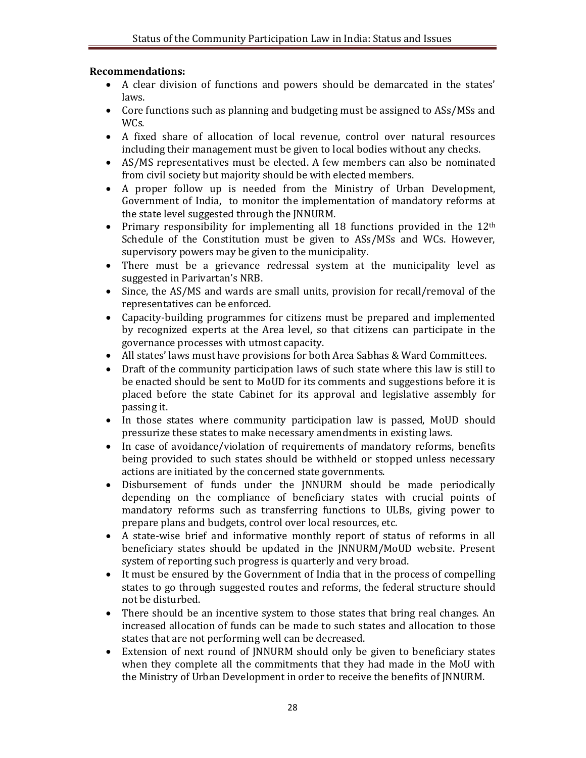**Recommendations:**

- A clear division of functions and powers should be demarcated in the states' laws.
- Core functions such as planning and budgeting must be assigned to ASs/MSs and WCs.
- A fixed share of allocation of local revenue, control over natural resources including their management must be given to local bodies without any checks.
- AS/MS representatives must be elected. A few members can also be nominated from civil society but majority should be with elected members.
- A proper follow up is needed from the Ministry of Urban Development, Government of India, to monitor the implementation of mandatory reforms at the state level suggested through the JNNURM.
- Primary responsibility for implementing all 18 functions provided in the 12th Schedule of the Constitution must be given to ASs/MSs and WCs. However, supervisory powers may be given to the municipality.
- There must be a grievance redressal system at the municipality level as suggested in Parivartan's NRB.
- Since, the AS/MS and wards are small units, provision for recall/removal of the representatives can be enforced.
- Capacity-building programmes for citizens must be prepared and implemented by recognized experts at the Area level, so that citizens can participate in the governance processes with utmost capacity.
- All states' laws must have provisions for both Area Sabhas & Ward Committees.
- Draft of the community participation laws of such state where this law is still to be enacted should be sent to MoUD for its comments and suggestions before it is placed before the state Cabinet for its approval and legislative assembly for passing it.
- In those states where community participation law is passed, MoUD should pressurize these states to make necessary amendments in existing laws.
- In case of avoidance/violation of requirements of mandatory reforms, benefits being provided to such states should be withheld or stopped unless necessary actions are initiated by the concerned state governments.
- Disbursement of funds under the JNNURM should be made periodically depending on the compliance of beneficiary states with crucial points of mandatory reforms such as transferring functions to ULBs, giving power to prepare plans and budgets, control over local resources, etc.
- A state-wise brief and informative monthly report of status of reforms in all beneficiary states should be updated in the JNNURM/MoUD website. Present system of reporting such progress is quarterly and very broad.
- It must be ensured by the Government of India that in the process of compelling states to go through suggested routes and reforms, the federal structure should not be disturbed.
- There should be an incentive system to those states that bring real changes. An increased allocation of funds can be made to such states and allocation to those states that are not performing well can be decreased.
- Extension of next round of JNNURM should only be given to beneficiary states when they complete all the commitments that they had made in the MoU with the Ministry of Urban Development in order to receive the benefits of JNNURM.